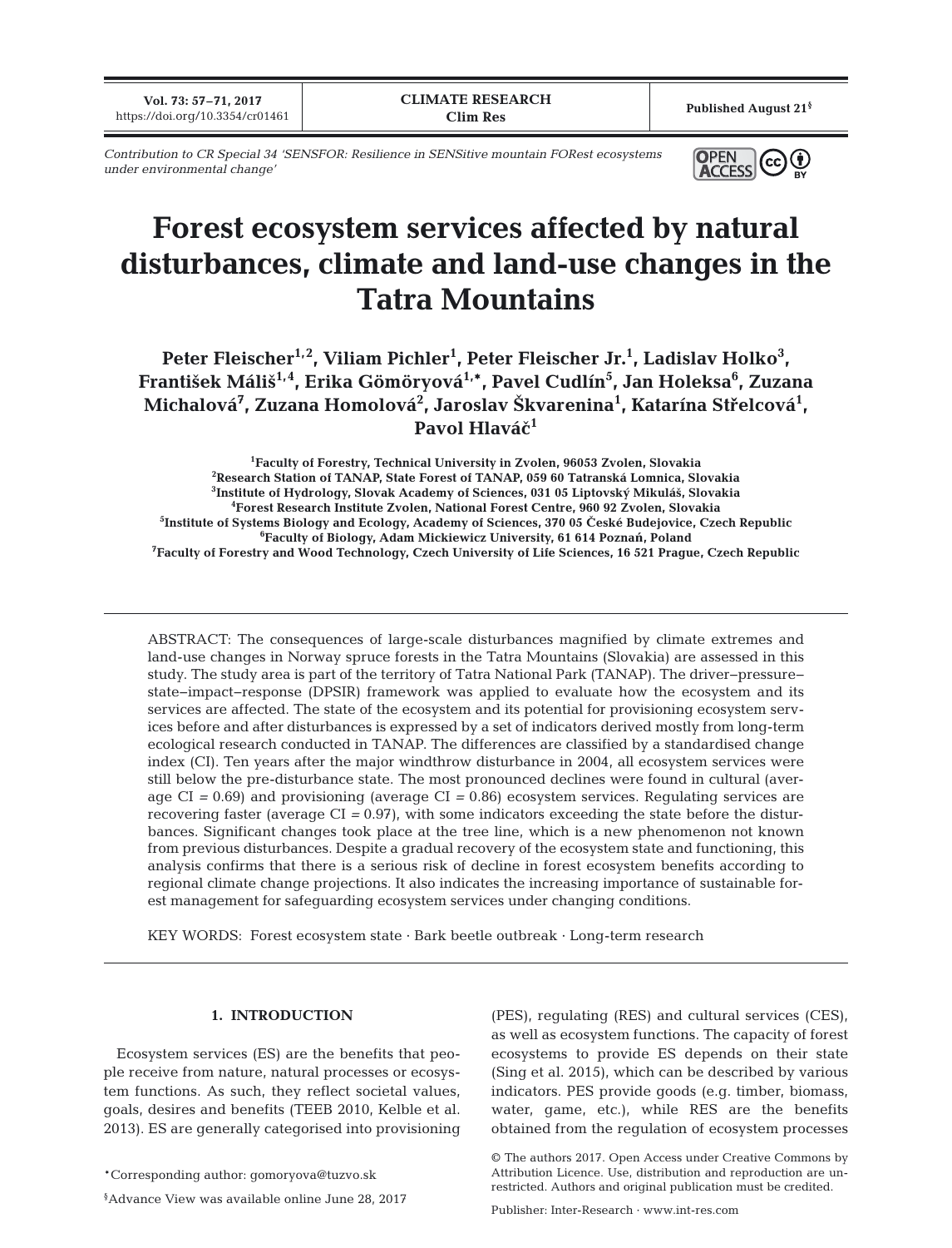*Contribution to CR Special 34 'SENSFOR: Resilience in SENSitive mountain FORest ecosystems under environmental change'*

# Forest ecosystem services affected by natural disturbances, climate and land-use changes in the Tatra Mountains

**Peter Fleischer[1,2], Viliam Pichler[1], Peter Fleischer Jr.[1], Ladislav Holko[3], František Máliš[1,4], Erika Gömöryová[1,\*], Pavel Cudlín[5], Jan Holeksa[6], Zuzana Michalová[7], Zuzana Homolová[2], Jaroslav Škvarenina[1], Katarína Střelcová[1], Pavol Hlaváč[1]**

[1]Faculty of Forestry, Technical University in Zvolen, 96053 Zvolen, Slovakia
[2]Research Station of TANAP, State Forest of TANAP, 059 60 Tatranská Lomnica, Slovakia
[3]Institute of Hydrology, Slovak Academy of Sciences, 031 05 Liptovský Mikuláš, Slovakia
[4]Forest Research Institute Zvolen, National Forest Centre, 960 92 Zvolen, Slovakia
[5]Institute of Systems Biology and Ecology, Academy of Sciences, 370 05 České Budejovice, Czech Republic
[6]Faculty of Biology, Adam Mickiewicz University, 61 614 Poznań, Poland
[7]Faculty of Forestry and Wood Technology, Czech University of Life Sciences, 16 521 Prague, Czech Republic

ABSTRACT: The consequences of large-scale disturbances magnified by climate extremes and land-use changes in Norway spruce forests in the Tatra Mountains (Slovakia) are assessed in this study. The study area is part of the territory of Tatra National Park (TANAP). The driver–pressure–state–impact–response (DPSIR) framework was applied to evaluate how the ecosystem and its services are affected. The state of the ecosystem and its potential for provisioning ecosystem services before and after disturbances is expressed by a set of indicators derived mostly from long-term ecological research conducted in TANAP. The differences are classified by a standardised change index (CI). Ten years after the major windthrow disturbance in 2004, all ecosystem services were still below the pre-disturbance state. The most pronounced declines were found in cultural (average CI = 0.69) and provisioning (average CI = 0.86) ecosystem services. Regulating services are recovering faster (average CI = 0.97), with some indicators exceeding the state before the disturbances. Significant changes took place at the tree line, which is a new phenomenon not known from previous disturbances. Despite a gradual recovery of the ecosystem state and functioning, this analysis confirms that there is a serious risk of decline in forest ecosystem benefits according to regional climate change projections. It also indicates the increasing importance of sustainable forest management for safeguarding ecosystem services under changing conditions.

KEY WORDS: Forest ecosystem state · Bark beetle outbreak · Long-term research

## 1. INTRODUCTION

Ecosystem services (ES) are the benefits that people receive from nature, natural processes or ecosystem functions. As such, they reflect societal values, goals, desires and benefits (TEEB 2010, Kelble et al. 2013). ES are generally categorised into provisioning (PES), regulating (RES) and cultural services (CES), as well as ecosystem functions. The capacity of forest ecosystems to provide ES depends on their state (Sing et al. 2015), which can be described by various indicators. PES provide goods (e.g. timber, biomass, water, game, etc.), while RES are the benefits obtained from the regulation of ecosystem processes

\*Corresponding author: gomoryova@tuzvo.sk

§Advance View was available online June 28, 2017

© The authors 2017. Open Access under Creative Commons by Attribution Licence. Use, distribution and reproduction are unrestricted. Authors and original publication must be credited.

Publisher: Inter-Research · www.int-res.com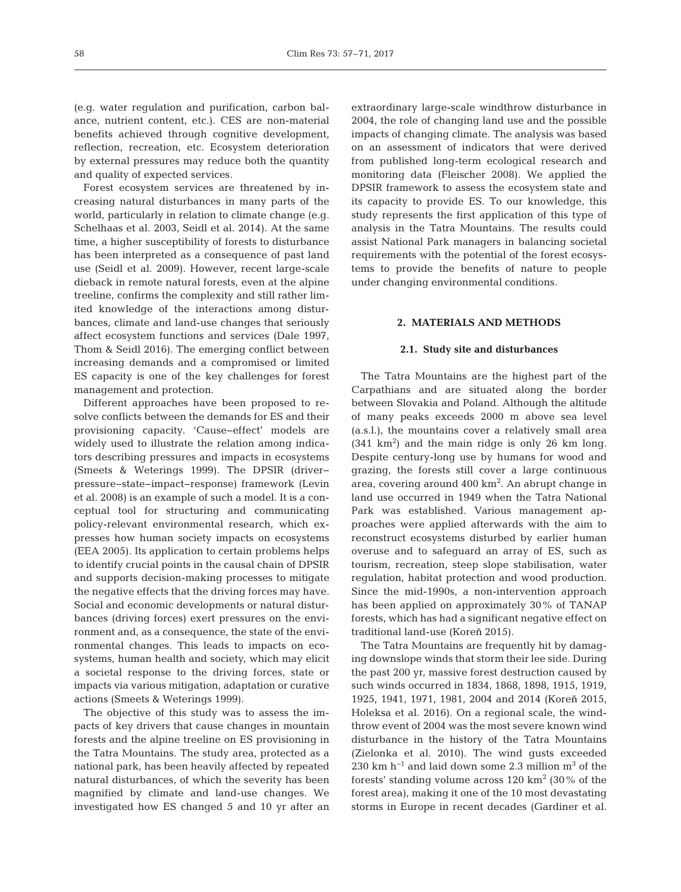(e.g. water regulation and purification, carbon balance, nutrient content, etc.). CES are non-material benefits achieved through cognitive development, reflection, recreation, etc. Ecosystem deterioration by external pressures may reduce both the quantity and quality of expected services.

Forest ecosystem services are threatened by increasing natural disturbances in many parts of the world, particularly in relation to climate change (e.g. Schelhaas et al. 2003, Seidl et al. 2014). At the same time, a higher susceptibility of forests to disturbance has been interpreted as a consequence of past land use (Seidl et al. 2009). However, recent large-scale dieback in remote natural forests, even at the alpine treeline, confirms the complexity and still rather limited knowledge of the interactions among disturbances, climate and land-use changes that seriously affect ecosystem functions and services (Dale 1997, Thom & Seidl 2016). The emerging conflict between increasing demands and a compromised or limited ES capacity is one of the key challenges for forest management and protection.

Different approaches have been proposed to resolve conflicts between the demands for ES and their provisioning capacity. 'Cause–effect' models are widely used to illustrate the relation among indicators describing pressures and impacts in ecosystems (Smeets & Weterings 1999). The DPSIR (driver–pressure–state–impact–response) framework (Levin et al. 2008) is an example of such a model. It is a conceptual tool for structuring and communicating policy-relevant environmental research, which expresses how human society impacts on ecosystems (EEA 2005). Its application to certain problems helps to identify crucial points in the causal chain of DPSIR and supports decision-making processes to mitigate the negative effects that the driving forces may have. Social and economic developments or natural disturbances (driving forces) exert pressures on the environment and, as a consequence, the state of the environmental changes. This leads to impacts on ecosystems, human health and society, which may elicit a societal response to the driving forces, state or impacts via various mitigation, adaptation or curative actions (Smeets & Weterings 1999).

The objective of this study was to assess the impacts of key drivers that cause changes in mountain forests and the alpine treeline on ES provisioning in the Tatra Mountains. The study area, protected as a national park, has been heavily affected by repeated natural disturbances, of which the severity has been magnified by climate and land-use changes. We investigated how ES changed 5 and 10 yr after an extraordinary large-scale windthrow disturbance in 2004, the role of changing land use and the possible impacts of changing climate. The analysis was based on an assessment of indicators that were derived from published long-term ecological research and monitoring data (Fleischer 2008). We applied the DPSIR framework to assess the ecosystem state and its capacity to provide ES. To our knowledge, this study represents the first application of this type of analysis in the Tatra Mountains. The results could assist National Park managers in balancing societal requirements with the potential of the forest ecosystems to provide the benefits of nature to people under changing environmental conditions.

## 2. MATERIALS AND METHODS

### 2.1. Study site and disturbances

The Tatra Mountains are the highest part of the Carpathians and are situated along the border between Slovakia and Poland. Although the altitude of many peaks exceeds 2000 m above sea level (a.s.l.), the mountains cover a relatively small area (341 km$^2$) and the main ridge is only 26 km long. Despite century-long use by humans for wood and grazing, the forests still cover a large continuous area, covering around 400 km$^2$. An abrupt change in land use occurred in 1949 when the Tatra National Park was established. Various management approaches were applied afterwards with the aim to reconstruct ecosystems disturbed by earlier human overuse and to safeguard an array of ES, such as tourism, recreation, steep slope stabilisation, water regulation, habitat protection and wood production. Since the mid-1990s, a non-intervention approach has been applied on approximately 30% of TANAP forests, which has had a significant negative effect on traditional land-use (Koreň 2015).

The Tatra Mountains are frequently hit by damaging downslope winds that storm their lee side. During the past 200 yr, massive forest destruction caused by such winds occurred in 1834, 1868, 1898, 1915, 1919, 1925, 1941, 1971, 1981, 2004 and 2014 (Koreň 2015, Holeksa et al. 2016). On a regional scale, the windthrow event of 2004 was the most severe known wind disturbance in the history of the Tatra Mountains (Zielonka et al. 2010). The wind gusts exceeded 230 km h$^{-1}$ and laid down some 2.3 million m$^3$ of the forests' standing volume across 120 km$^2$ (30% of the forest area), making it one of the 10 most devastating storms in Europe in recent decades (Gardiner et al.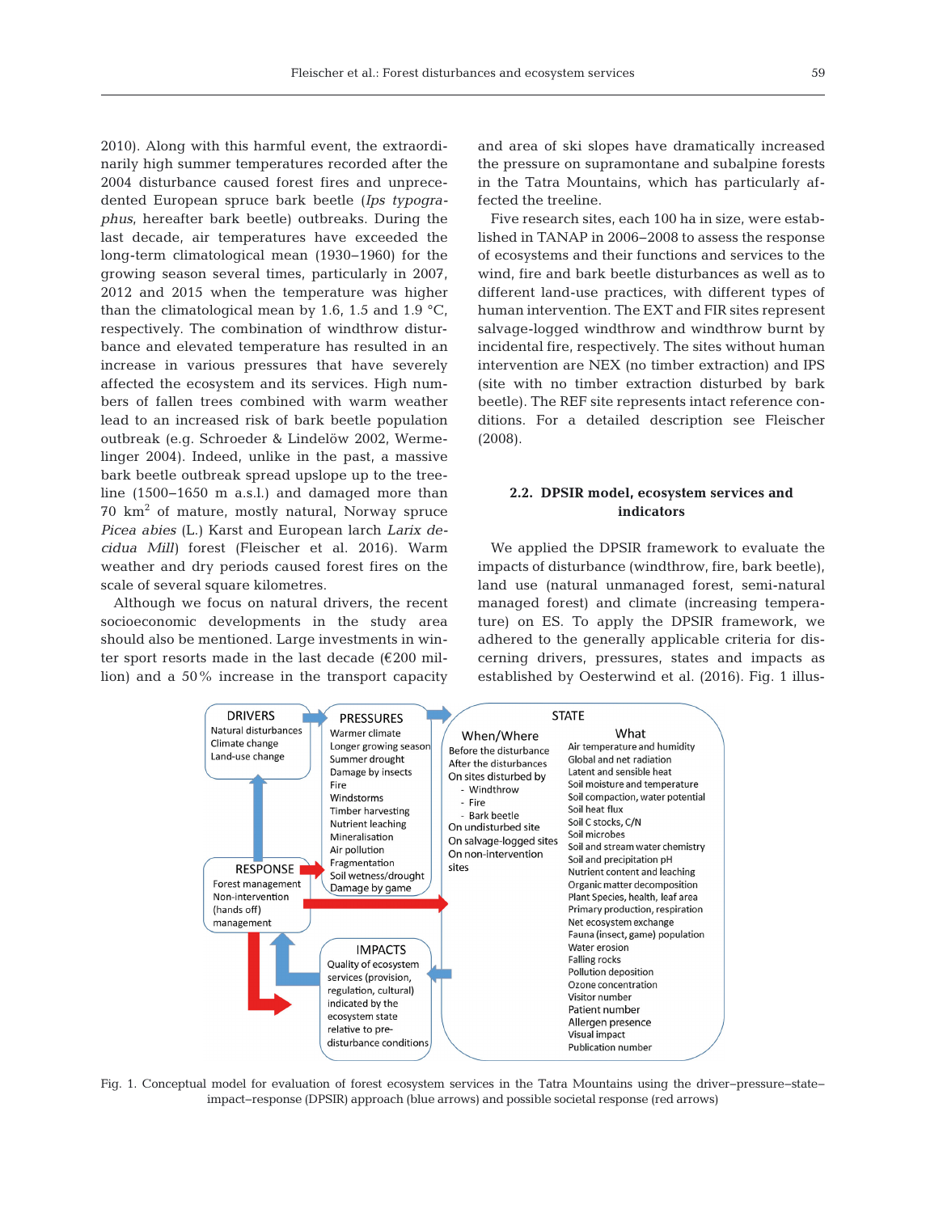2010). Along with this harmful event, the extraordinarily high summer temperatures recorded after the 2004 disturbance caused forest fires and unprecedented European spruce bark beetle (*Ips typographus*, hereafter bark beetle) outbreaks. During the last decade, air temperatures have exceeded the long-term climatological mean (1930–1960) for the growing season several times, particularly in 2007, 2012 and 2015 when the temperature was higher than the climatological mean by 1.6, 1.5 and 1.9 °C, respectively. The combination of windthrow disturbance and elevated temperature has resulted in an increase in various pressures that have severely affected the ecosystem and its services. High numbers of fallen trees combined with warm weather lead to an increased risk of bark beetle population outbreak (e.g. Schroeder & Lindelöw 2002, Wermelinger 2004). Indeed, unlike in the past, a massive bark beetle outbreak spread upslope up to the treeline (1500–1650 m a.s.l.) and damaged more than 70 km$^2$ of mature, mostly natural, Norway spruce *Picea abies* (L.) Karst and European larch *Larix decidua Mill*) forest (Fleischer et al. 2016). Warm weather and dry periods caused forest fires on the scale of several square kilometres.

Although we focus on natural drivers, the recent socioeconomic developments in the study area should also be mentioned. Large investments in winter sport resorts made in the last decade (€200 million) and a 50% increase in the transport capacity and area of ski slopes have dramatically increased the pressure on supramontane and subalpine forests in the Tatra Mountains, which has particularly affected the treeline.

Five research sites, each 100 ha in size, were established in TANAP in 2006–2008 to assess the response of ecosystems and their functions and services to the wind, fire and bark beetle disturbances as well as to different land-use practices, with different types of human intervention. The EXT and FIR sites represent salvage-logged windthrow and windthrow burnt by incidental fire, respectively. The sites without human intervention are NEX (no timber extraction) and IPS (site with no timber extraction disturbed by bark beetle). The REF site represents intact reference conditions. For a detailed description see Fleischer (2008).

## 2.2. DPSIR model, ecosystem services and indicators

We applied the DPSIR framework to evaluate the impacts of disturbance (windthrow, fire, bark beetle), land use (natural unmanaged forest, semi-natural managed forest) and climate (increasing temperature) on ES. To apply the DPSIR framework, we adhered to the generally applicable criteria for discerning drivers, pressures, states and impacts as established by Oesterwind et al. (2016). Fig. 1 illus-

Fig. 1. Conceptual model for evaluation of forest ecosystem services in the Tatra Mountains using the driver–pressure–state–impact–response (DPSIR) approach (blue arrows) and possible societal response (red arrows)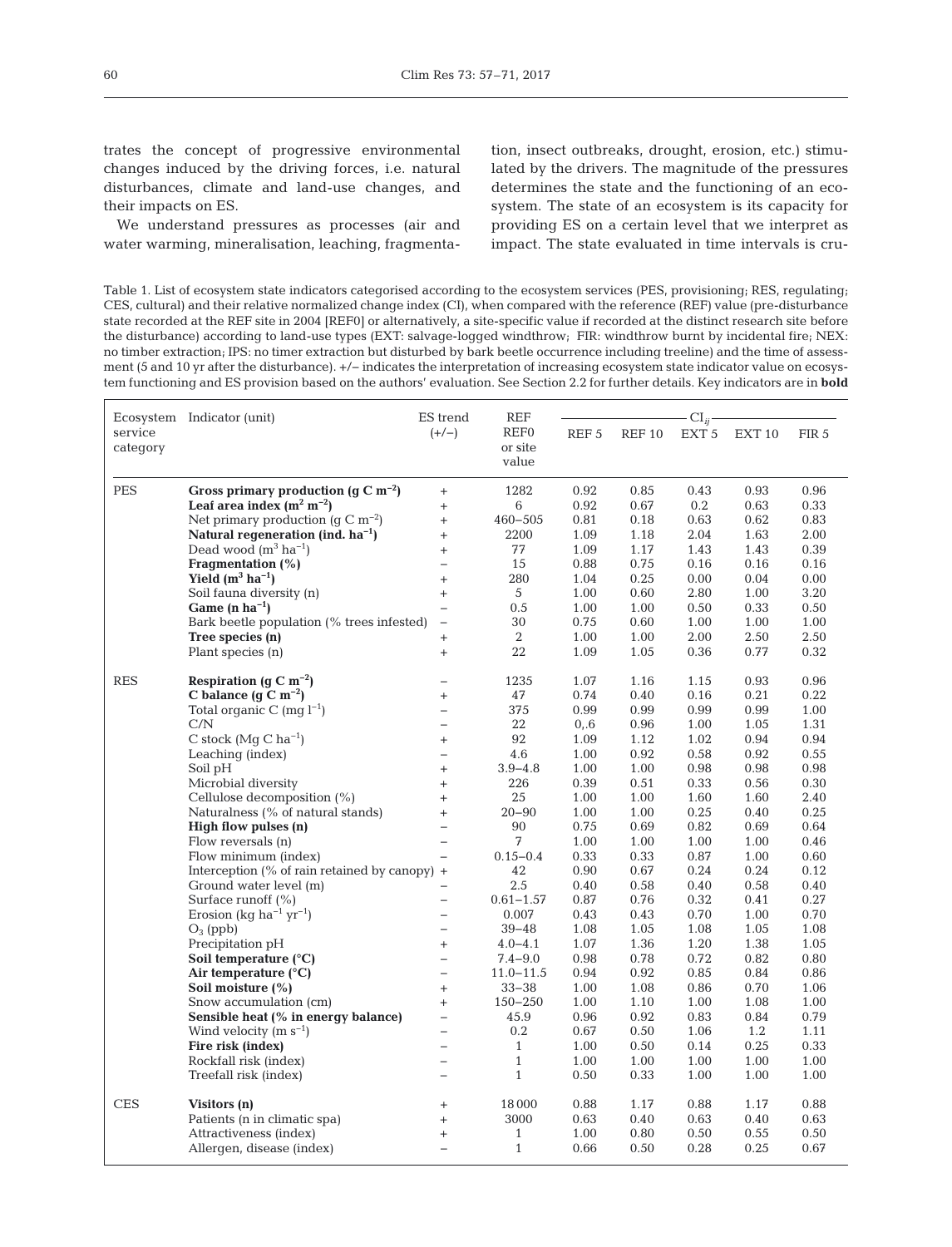trates the concept of progressive environmental changes induced by the driving forces, i.e. natural disturbances, climate and land-use changes, and their impacts on ES.

We understand pressures as processes (air and water warming, mineralisation, leaching, fragmentation, insect outbreaks, drought, erosion, etc.) stimulated by the drivers. The magnitude of the pressures determines the state and the functioning of an ecosystem. The state of an ecosystem is its capacity for providing ES on a certain level that we interpret as impact. The state evaluated in time intervals is cru-

Table 1. List of ecosystem state indicators categorised according to the ecosystem services (PES, provisioning; RES, regulating; CES, cultural) and their relative normalized change index (CI), when compared with the reference (REF) value (pre-disturbance state recorded at the REF site in 2004 [REF0] or alternatively, a site-specific value if recorded at the distinct research site before the disturbance) according to land-use types (EXT: salvage-logged windthrow; FIR: windthrow burnt by incidental fire; NEX: no timber extraction; IPS: no timer extraction but disturbed by bark beetle occurrence including treeline) and the time of assessment (5 and 10 yr after the disturbance). +/− indicates the interpretation of increasing ecosystem state indicator value on ecosystem functioning and ES provision based on the authors' evaluation. See Section 2.2 for further details. Key indicators are in **bold**

| Ecosystem service category | Indicator (unit) | ES trend (+/−) | REF REF0 or site value | $CI_{ij}$ | | | | |
|---|---|---|---|---|---|---|---|---|
| | | | | REF 5 | REF 10 | EXT 5 | EXT 10 | FIR 5 |
| PES | **Gross primary production (g C $m^{-2}$)** | + | 1282 | 0.92 | 0.85 | 0.43 | 0.93 | 0.96 |
| | **Leaf area index ($m^2$ $m^{-2}$)** | + | 6 | 0.92 | 0.67 | 0.2 | 0.63 | 0.33 |
| | Net primary production (g C $m^{-2}$) | + | 460–505 | 0.81 | 0.18 | 0.63 | 0.62 | 0.83 |
| | **Natural regeneration (ind. $ha^{-1}$)** | + | 2200 | 1.09 | 1.18 | 2.04 | 1.63 | 2.00 |
| | Dead wood ($m^3$ $ha^{-1}$) | + | 77 | 1.09 | 1.17 | 1.43 | 1.43 | 0.39 |
| | **Fragmentation (%)** | − | 15 | 0.88 | 0.75 | 0.16 | 0.16 | 0.16 |
| | **Yield ($m^3$ $ha^{-1}$)** | + | 280 | 1.04 | 0.25 | 0.00 | 0.04 | 0.00 |
| | Soil fauna diversity (n) | + | 5 | 1.00 | 0.60 | 2.80 | 1.00 | 3.20 |
| | **Game (n $ha^{-1}$)** | − | 0.5 | 1.00 | 1.00 | 0.50 | 0.33 | 0.50 |
| | Bark beetle population (% trees infested) | − | 30 | 0.75 | 0.60 | 1.00 | 1.00 | 1.00 |
| | **Tree species (n)** | + | 2 | 1.00 | 1.00 | 2.00 | 2.50 | 2.50 |
| | Plant species (n) | + | 22 | 1.09 | 1.05 | 0.36 | 0.77 | 0.32 |
| RES | **Respiration (g C $m^{-2}$)** | − | 1235 | 1.07 | 1.16 | 1.15 | 0.93 | 0.96 |
| | **C balance (g C $m^{-2}$)** | + | 47 | 0.74 | 0.40 | 0.16 | 0.21 | 0.22 |
| | Total organic C (mg $l^{-1}$) | − | 375 | 0.99 | 0.99 | 0.99 | 0.99 | 1.00 |
| | C/N | − | 22 | 0,.6 | 0.96 | 1.00 | 1.05 | 1.31 |
| | C stock (Mg C $ha^{-1}$) | + | 92 | 1.09 | 1.12 | 1.02 | 0.94 | 0.94 |
| | Leaching (index) | − | 4.6 | 1.00 | 0.92 | 0.58 | 0.92 | 0.55 |
| | Soil pH | + | 3.9–4.8 | 1.00 | 1.00 | 0.98 | 0.98 | 0.98 |
| | Microbial diversity | + | 226 | 0.39 | 0.51 | 0.33 | 0.56 | 0.30 |
| | Cellulose decomposition (%) | + | 25 | 1.00 | 1.00 | 1.60 | 1.60 | 2.40 |
| | Naturalness (% of natural stands) | + | 20–90 | 1.00 | 1.00 | 0.25 | 0.40 | 0.25 |
| | **High flow pulses (n)** | − | 90 | 0.75 | 0.69 | 0.82 | 0.69 | 0.64 |
| | Flow reversals (n) | − | 7 | 1.00 | 1.00 | 1.00 | 1.00 | 0.46 |
| | Flow minimum (index) | − | 0.15–0.4 | 0.33 | 0.33 | 0.87 | 1.00 | 0.60 |
| | Interception (% of rain retained by canopy) | + | 42 | 0.90 | 0.67 | 0.24 | 0.24 | 0.12 |
| | Ground water level (m) | − | 2.5 | 0.40 | 0.58 | 0.40 | 0.58 | 0.40 |
| | Surface runoff (%) | − | 0.61–1.57 | 0.87 | 0.76 | 0.32 | 0.41 | 0.27 |
| | Erosion (kg $ha^{-1}$ $yr^{-1}$) | − | 0.007 | 0.43 | 0.43 | 0.70 | 1.00 | 0.70 |
| | $O_3$ (ppb) | − | 39–48 | 1.08 | 1.05 | 1.08 | 1.05 | 1.08 |
| | Precipitation pH | + | 4.0–4.1 | 1.07 | 1.36 | 1.20 | 1.38 | 1.05 |
| | **Soil temperature (°C)** | − | 7.4–9.0 | 0.98 | 0.78 | 0.72 | 0.82 | 0.80 |
| | **Air temperature (°C)** | − | 11.0–11.5 | 0.94 | 0.92 | 0.85 | 0.84 | 0.86 |
| | **Soil moisture (%)** | + | 33–38 | 1.00 | 1.08 | 0.86 | 0.70 | 1.06 |
| | Snow accumulation (cm) | + | 150–250 | 1.00 | 1.10 | 1.00 | 1.08 | 1.00 |
| | **Sensible heat (% in energy balance)** | − | 45.9 | 0.96 | 0.92 | 0.83 | 0.84 | 0.79 |
| | Wind velocity (m $s^{-1}$) | − | 0.2 | 0.67 | 0.50 | 1.06 | 1.2 | 1.11 |
| | **Fire risk (index)** | − | 1 | 1.00 | 0.50 | 0.14 | 0.25 | 0.33 |
| | Rockfall risk (index) | − | 1 | 1.00 | 1.00 | 1.00 | 1.00 | 1.00 |
| | Treefall risk (index) | − | 1 | 0.50 | 0.33 | 1.00 | 1.00 | 1.00 |
| CES | **Visitors (n)** | + | 18000 | 0.88 | 1.17 | 0.88 | 1.17 | 0.88 |
| | Patients (n in climatic spa) | + | 3000 | 0.63 | 0.40 | 0.63 | 0.40 | 0.63 |
| | Attractiveness (index) | + | 1 | 1.00 | 0.80 | 0.50 | 0.55 | 0.50 |
| | Allergen, disease (index) | − | 1 | 0.66 | 0.50 | 0.28 | 0.25 | 0.67 |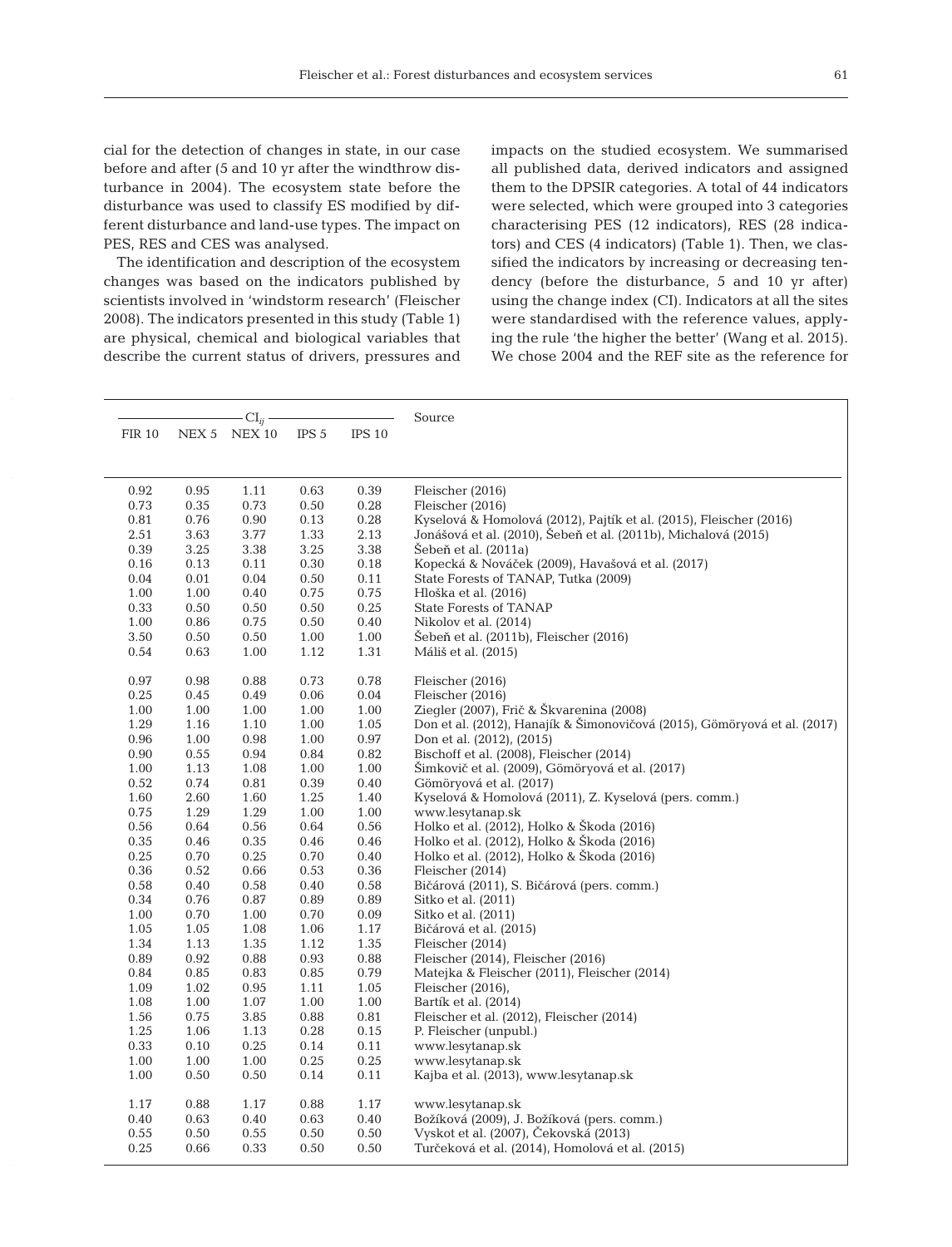cial for the detection of changes in state, in our case before and after (5 and 10 yr after the windthrow disturbance in 2004). The ecosystem state before the disturbance was used to classify ES modified by different disturbance and land-use types. The impact on PES, RES and CES was analysed.

The identification and description of the ecosystem changes was based on the indicators published by scientists involved in 'windstorm research' (Fleischer 2008). The indicators presented in this study (Table 1) are physical, chemical and biological variables that describe the current status of drivers, pressures and impacts on the studied ecosystem. We summarised all published data, derived indicators and assigned them to the DPSIR categories. A total of 44 indicators were selected, which were grouped into 3 categories characterising PES (12 indicators), RES (28 indicators) and CES (4 indicators) (Table 1). Then, we classified the indicators by increasing or decreasing tendency (before the disturbance, 5 and 10 yr after) using the change index (CI). Indicators at all the sites were standardised with the reference values, applying the rule 'the higher the better' (Wang et al. 2015). We chose 2004 and the REF site as the reference for

| $CI_{ij}$ | | | | | Source |
|---|---|---|---|---|---|
| FIR 10 | NEX 5 | NEX 10 | IPS 5 | IPS 10 | |
| 0.92 | 0.95 | 1.11 | 0.63 | 0.39 | Fleischer (2016) |
| 0.73 | 0.35 | 0.73 | 0.50 | 0.28 | Fleischer (2016) |
| 0.81 | 0.76 | 0.90 | 0.13 | 0.28 | Kyselová & Homolová (2012), Pajtík et al. (2015), Fleischer (2016) |
| 2.51 | 3.63 | 3.77 | 1.33 | 2.13 | Jonášová et al. (2010), Šebeň et al. (2011b), Michalová (2015) |
| 0.39 | 3.25 | 3.38 | 3.25 | 3.38 | Šebeň et al. (2011a) |
| 0.16 | 0.13 | 0.11 | 0.30 | 0.18 | Kopecká & Nováček (2009), Havašová et al. (2017) |
| 0.04 | 0.01 | 0.04 | 0.50 | 0.11 | State Forests of TANAP, Tutka (2009) |
| 1.00 | 1.00 | 0.40 | 0.75 | 0.75 | Hloška et al. (2016) |
| 0.33 | 0.50 | 0.50 | 0.50 | 0.25 | State Forests of TANAP |
| 1.00 | 0.86 | 0.75 | 0.50 | 0.40 | Nikolov et al. (2014) |
| 3.50 | 0.50 | 0.50 | 1.00 | 1.00 | Šebeň et al. (2011b), Fleischer (2016) |
| 0.54 | 0.63 | 1.00 | 1.12 | 1.31 | Máliš et al. (2015) |
| | | | | | |
| 0.97 | 0.98 | 0.88 | 0.73 | 0.78 | Fleischer (2016) |
| 0.25 | 0.45 | 0.49 | 0.06 | 0.04 | Fleischer (2016) |
| 1.00 | 1.00 | 1.00 | 1.00 | 1.00 | Ziegler (2007), Frič & Škvarenina (2008) |
| 1.29 | 1.16 | 1.10 | 1.00 | 1.05 | Don et al. (2012), Hanajík & Šimonovičová (2015), Gömöryová et al. (2017) |
| 0.96 | 1.00 | 0.98 | 1.00 | 0.97 | Don et al. (2012), (2015) |
| 0.90 | 0.55 | 0.94 | 0.84 | 0.82 | Bischoff et al. (2008), Fleischer (2014) |
| 1.00 | 1.13 | 1.08 | 1.00 | 1.00 | Šimkovič et al. (2009), Gömöryová et al. (2017) |
| 0.52 | 0.74 | 0.81 | 0.39 | 0.40 | Gömöryová et al. (2017) |
| 1.60 | 2.60 | 1.60 | 1.25 | 1.40 | Kyselová & Homolová (2011), Z. Kyselová (pers. comm.) |
| 0.75 | 1.29 | 1.29 | 1.00 | 1.00 | www.lesytanap.sk |
| 0.56 | 0.64 | 0.56 | 0.64 | 0.56 | Holko et al. (2012), Holko & Škoda (2016) |
| 0.35 | 0.46 | 0.35 | 0.46 | 0.46 | Holko et al. (2012), Holko & Škoda (2016) |
| 0.25 | 0.70 | 0.25 | 0.70 | 0.40 | Holko et al. (2012), Holko & Škoda (2016) |
| 0.36 | 0.52 | 0.66 | 0.53 | 0.36 | Fleischer (2014) |
| 0.58 | 0.40 | 0.58 | 0.40 | 0.58 | Bičárová (2011), S. Bičárová (pers. comm.) |
| 0.34 | 0.76 | 0.87 | 0.89 | 0.89 | Sitko et al. (2011) |
| 1.00 | 0.70 | 1.00 | 0.70 | 0.09 | Sitko et al. (2011) |
| 1.05 | 1.05 | 1.08 | 1.06 | 1.17 | Bičárová et al. (2015) |
| 1.34 | 1.13 | 1.35 | 1.12 | 1.35 | Fleischer (2014) |
| 0.89 | 0.92 | 0.88 | 0.93 | 0.88 | Fleischer (2014), Fleischer (2016) |
| 0.84 | 0.85 | 0.83 | 0.85 | 0.79 | Matejka & Fleischer (2011), Fleischer (2014) |
| 1.09 | 1.02 | 0.95 | 1.11 | 1.05 | Fleischer (2016), |
| 1.08 | 1.00 | 1.07 | 1.00 | 1.00 | Bartík et al. (2014) |
| 1.56 | 0.75 | 3.85 | 0.88 | 0.81 | Fleischer et al. (2012), Fleischer (2014) |
| 1.25 | 1.06 | 1.13 | 0.28 | 0.15 | P. Fleischer (unpubl.) |
| 0.33 | 0.10 | 0.25 | 0.14 | 0.11 | www.lesytanap.sk |
| 1.00 | 1.00 | 1.00 | 0.25 | 0.25 | www.lesytanap.sk |
| 1.00 | 0.50 | 0.50 | 0.14 | 0.11 | Kajba et al. (2013), www.lesytanap.sk |
| | | | | | |
| 1.17 | 0.88 | 1.17 | 0.88 | 1.17 | www.lesytanap.sk |
| 0.40 | 0.63 | 0.40 | 0.63 | 0.40 | Božíková (2009), J. Božíková (pers. comm.) |
| 0.55 | 0.50 | 0.55 | 0.50 | 0.50 | Vyskot et al. (2007), Čekovská (2013) |
| 0.25 | 0.66 | 0.33 | 0.50 | 0.50 | Turčeková et al. (2014), Homolová et al. (2015) |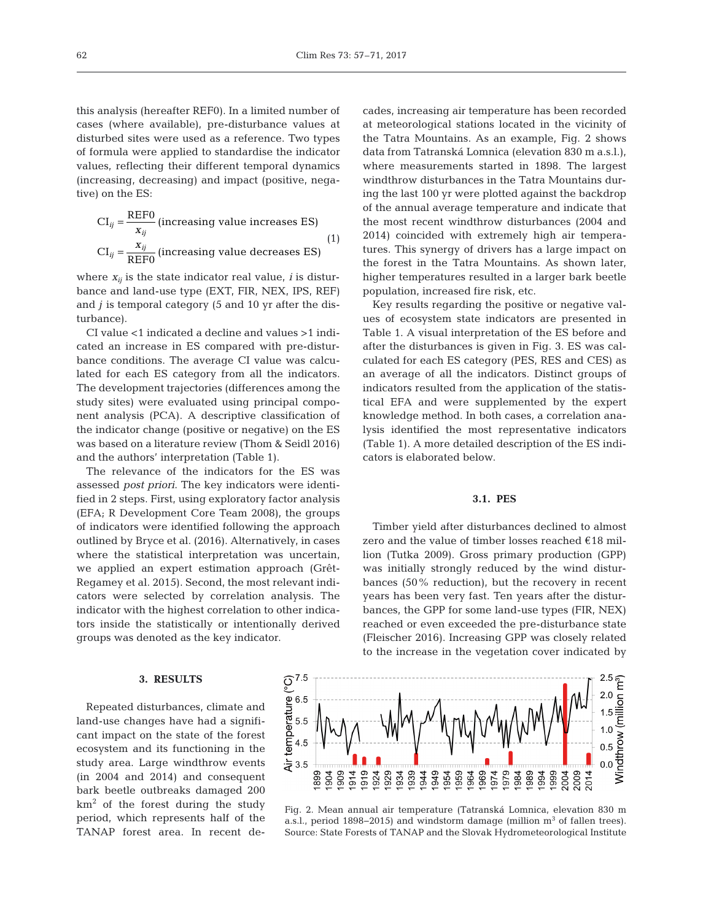this analysis (hereafter REF0). In a limited number of cases (where available), pre-disturbance values at disturbed sites were used as a reference. Two types of formula were applied to standardise the indicator values, reflecting their different temporal dynamics (increasing, decreasing) and impact (positive, negative) on the ES:

$$\mathrm{CI}_{ij} = \frac{\mathrm{REF0}}{x_{ij}} \text{ (increasing value increases ES)}$$
$$\mathrm{CI}_{ij} = \frac{x_{ij}}{\mathrm{REF0}} \text{ (increasing value decreases ES)} \quad (1)$$

where $x_{ij}$ is the state indicator real value, $i$ is disturbance and land-use type (EXT, FIR, NEX, IPS, REF) and $j$ is temporal category (5 and 10 yr after the disturbance).

CI value <1 indicated a decline and values >1 indicated an increase in ES compared with pre-disturbance conditions. The average CI value was calculated for each ES category from all the indicators. The development trajectories (differences among the study sites) were evaluated using principal component analysis (PCA). A descriptive classification of the indicator change (positive or negative) on the ES was based on a literature review (Thom & Seidl 2016) and the authors' interpretation (Table 1).

The relevance of the indicators for the ES was assessed *post priori*. The key indicators were identified in 2 steps. First, using exploratory factor analysis (EFA; R Development Core Team 2008), the groups of indicators were identified following the approach outlined by Bryce et al. (2016). Alternatively, in cases where the statistical interpretation was uncertain, we applied an expert estimation approach (Grêt-Regamey et al. 2015). Second, the most relevant indicators were selected by correlation analysis. The indicator with the highest correlation to other indicators inside the statistically or intentionally derived groups was denoted as the key indicator.

## 3. RESULTS

Repeated disturbances, climate and land-use changes have had a significant impact on the state of the forest ecosystem and its functioning in the study area. Large windthrow events (in 2004 and 2014) and consequent bark beetle outbreaks damaged 200 km$^2$ of the forest during the study period, which represents half of the TANAP forest area. In recent decades, increasing air temperature has been recorded at meteorological stations located in the vicinity of the Tatra Mountains. As an example, Fig. 2 shows data from Tatranská Lomnica (elevation 830 m a.s.l.), where measurements started in 1898. The largest windthrow disturbances in the Tatra Mountains during the last 100 yr were plotted against the backdrop of the annual average temperature and indicate that the most recent windthrow disturbances (2004 and 2014) coincided with extremely high air temperatures. This synergy of drivers has a large impact on the forest in the Tatra Mountains. As shown later, higher temperatures resulted in a larger bark beetle population, increased fire risk, etc.

Key results regarding the positive or negative values of ecosystem state indicators are presented in Table 1. A visual interpretation of the ES before and after the disturbances is given in Fig. 3. ES was calculated for each ES category (PES, RES and CES) as an average of all the indicators. Distinct groups of indicators resulted from the application of the statistical EFA and were supplemented by the expert knowledge method. In both cases, a correlation analysis identified the most representative indicators (Table 1). A more detailed description of the ES indicators is elaborated below.

### 3.1. PES

Timber yield after disturbances declined to almost zero and the value of timber losses reached €18 million (Tutka 2009). Gross primary production (GPP) was initially strongly reduced by the wind disturbances (50% reduction), but the recovery in recent years has been very fast. Ten years after the disturbances, the GPP for some land-use types (FIR, NEX) reached or even exceeded the pre-disturbance state (Fleischer 2016). Increasing GPP was closely related to the increase in the vegetation cover indicated by

Fig. 2. Mean annual air temperature (Tatranská Lomnica, elevation 830 m a.s.l., period 1898–2015) and windstorm damage (million m$^3$ of fallen trees). Source: State Forests of TANAP and the Slovak Hydrometeorological Institute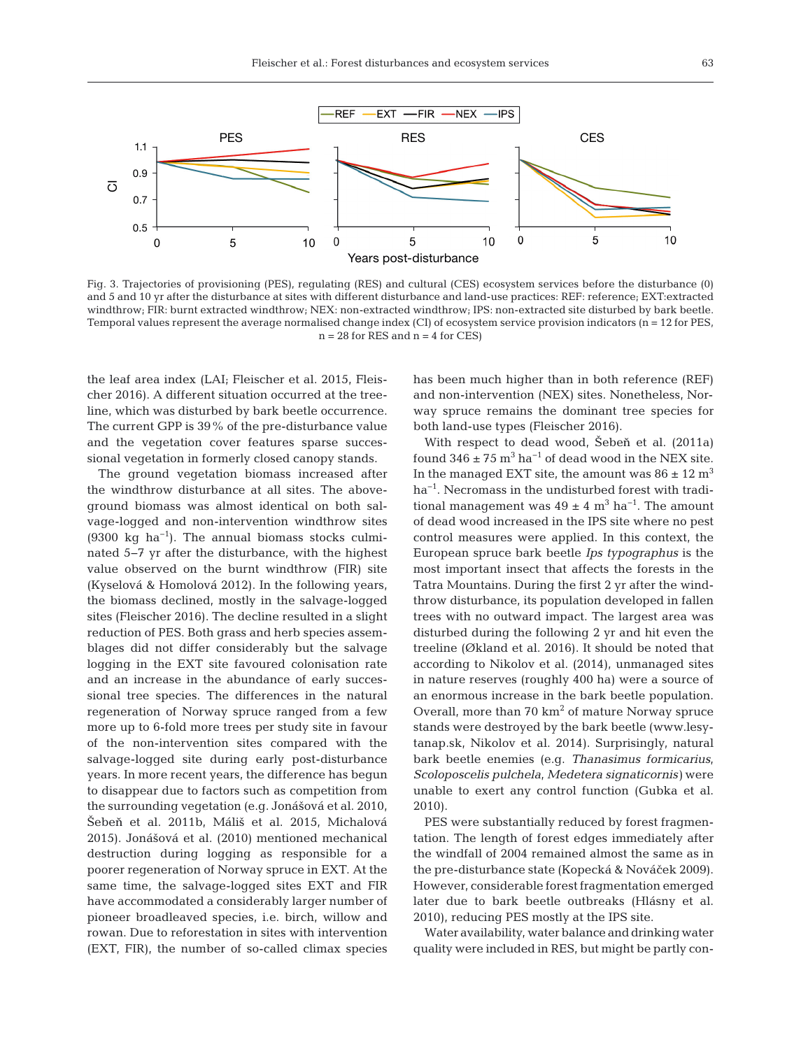Fig. 3. Trajectories of provisioning (PES), regulating (RES) and cultural (CES) ecosystem services before the disturbance (0) and 5 and 10 yr after the disturbance at sites with different disturbance and land-use practices: REF: reference; EXT:extracted windthrow; FIR: burnt extracted windthrow; NEX: non-extracted windthrow; IPS: non-extracted site disturbed by bark beetle. Temporal values represent the average normalised change index (CI) of ecosystem service provision indicators (n = 12 for PES, n = 28 for RES and n = 4 for CES)

the leaf area index (LAI; Fleischer et al. 2015, Fleischer 2016). A different situation occurred at the treeline, which was disturbed by bark beetle occurrence. The current GPP is 39% of the pre-disturbance value and the vegetation cover features sparse successional vegetation in formerly closed canopy stands.

The ground vegetation biomass increased after the windthrow disturbance at all sites. The aboveground biomass was almost identical on both salvage-logged and non-intervention windthrow sites (9300 kg ha$^{-1}$). The annual biomass stocks culminated 5–7 yr after the disturbance, with the highest value observed on the burnt windthrow (FIR) site (Kyselová & Homolová 2012). In the following years, the biomass declined, mostly in the salvage-logged sites (Fleischer 2016). The decline resulted in a slight reduction of PES. Both grass and herb species assemblages did not differ considerably but the salvage logging in the EXT site favoured colonisation rate and an increase in the abundance of early successional tree species. The differences in the natural regeneration of Norway spruce ranged from a few more up to 6-fold more trees per study site in favour of the non-intervention sites compared with the salvage-logged site during early post-disturbance years. In more recent years, the difference has begun to disappear due to factors such as competition from the surrounding vegetation (e.g. Jonášová et al. 2010, Šebeň et al. 2011b, Máliš et al. 2015, Michalová 2015). Jonášová et al. (2010) mentioned mechanical destruction during logging as responsible for a poorer regeneration of Norway spruce in EXT. At the same time, the salvage-logged sites EXT and FIR have accommodated a considerably larger number of pioneer broadleaved species, i.e. birch, willow and rowan. Due to reforestation in sites with intervention (EXT, FIR), the number of so-called climax species has been much higher than in both reference (REF) and non-intervention (NEX) sites. Nonetheless, Norway spruce remains the dominant tree species for both land-use types (Fleischer 2016).

With respect to dead wood, Šebeň et al. (2011a) found 346 ± 75 m$^3$ ha$^{-1}$ of dead wood in the NEX site. In the managed EXT site, the amount was 86 ± 12 m$^3$ ha$^{-1}$. Necromass in the undisturbed forest with traditional management was 49 ± 4 m$^3$ ha$^{-1}$. The amount of dead wood increased in the IPS site where no pest control measures were applied. In this context, the European spruce bark beetle *Ips typographus* is the most important insect that affects the forests in the Tatra Mountains. During the first 2 yr after the windthrow disturbance, its population developed in fallen trees with no outward impact. The largest area was disturbed during the following 2 yr and hit even the treeline (Økland et al. 2016). It should be noted that according to Nikolov et al. (2014), unmanaged sites in nature reserves (roughly 400 ha) were a source of an enormous increase in the bark beetle population. Overall, more than 70 km$^2$ of mature Norway spruce stands were destroyed by the bark beetle (www.lesytanap.sk, Nikolov et al. 2014). Surprisingly, natural bark beetle enemies (e.g. *Thanasimus formicarius*, *Scoloposcelis pulchela*, *Medetera signaticornis*) were unable to exert any control function (Gubka et al. 2010).

PES were substantially reduced by forest fragmentation. The length of forest edges immediately after the windfall of 2004 remained almost the same as in the pre-disturbance state (Kopecká & Nováček 2009). However, considerable forest fragmentation emerged later due to bark beetle outbreaks (Hlásny et al. 2010), reducing PES mostly at the IPS site.

Water availability, water balance and drinking water quality were included in RES, but might be partly con-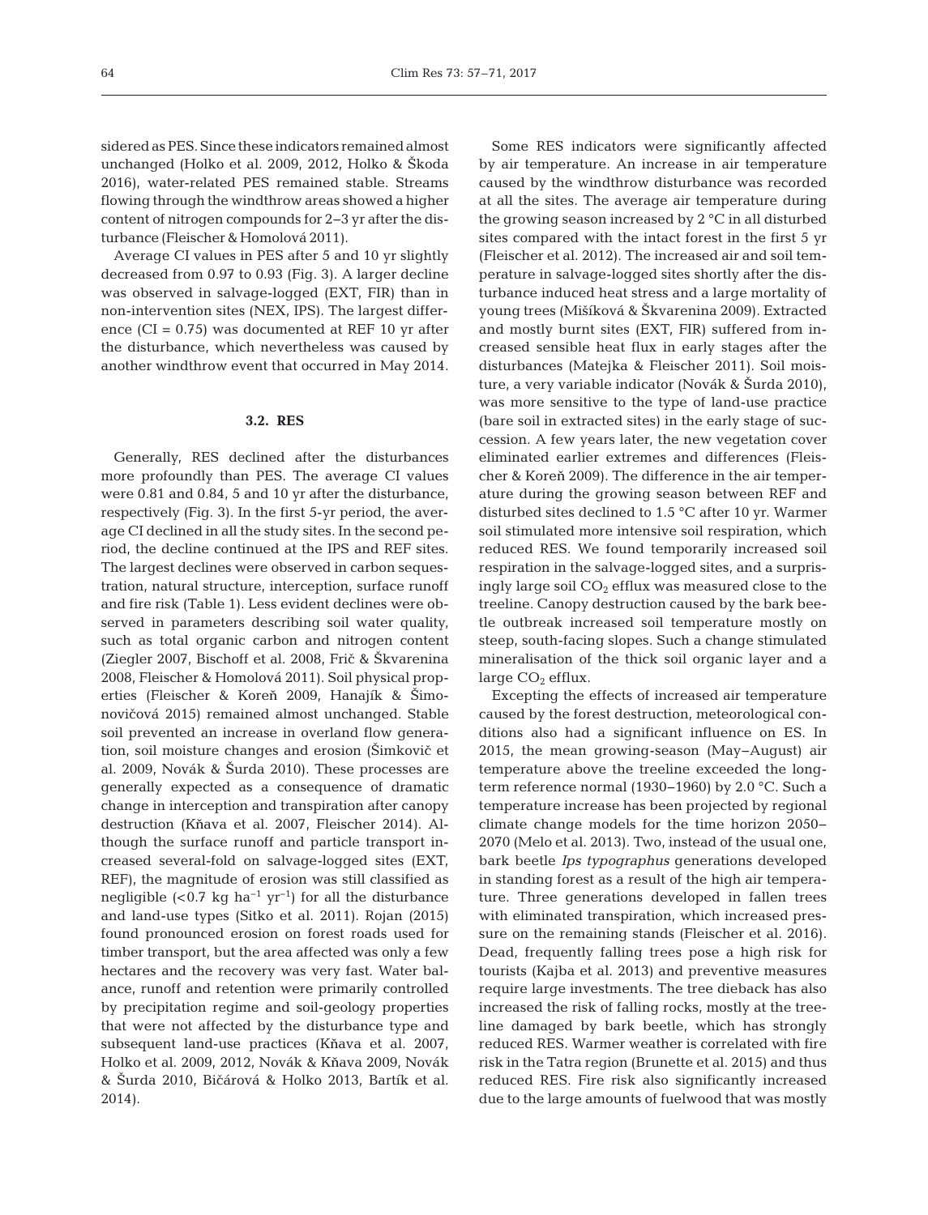sidered as PES. Since these indicators remained almost unchanged (Holko et al. 2009, 2012, Holko & Škoda 2016), water-related PES remained stable. Streams flowing through the windthrow areas showed a higher content of nitrogen compounds for 2–3 yr after the disturbance (Fleischer & Homolová 2011).

Average CI values in PES after 5 and 10 yr slightly decreased from 0.97 to 0.93 (Fig. 3). A larger decline was observed in salvage-logged (EXT, FIR) than in non-intervention sites (NEX, IPS). The largest difference (CI = 0.75) was documented at REF 10 yr after the disturbance, which nevertheless was caused by another windthrow event that occurred in May 2014.

### 3.2. RES

Generally, RES declined after the disturbances more profoundly than PES. The average CI values were 0.81 and 0.84, 5 and 10 yr after the disturbance, respectively (Fig. 3). In the first 5-yr period, the average CI declined in all the study sites. In the second period, the decline continued at the IPS and REF sites. The largest declines were observed in carbon sequestration, natural structure, interception, surface runoff and fire risk (Table 1). Less evident declines were observed in parameters describing soil water quality, such as total organic carbon and nitrogen content (Ziegler 2007, Bischoff et al. 2008, Frič & Škvarenina 2008, Fleischer & Homolová 2011). Soil physical properties (Fleischer & Koreň 2009, Hanajík & Šimonovičová 2015) remained almost unchanged. Stable soil prevented an increase in overland flow generation, soil moisture changes and erosion (Šimkovič et al. 2009, Novák & Šurda 2010). These processes are generally expected as a consequence of dramatic change in interception and transpiration after canopy destruction (Kňava et al. 2007, Fleischer 2014). Although the surface runoff and particle transport increased several-fold on salvage-logged sites (EXT, REF), the magnitude of erosion was still classified as negligible ($<0.7$ kg ha$^{-1}$ yr$^{-1}$) for all the disturbance and land-use types (Sitko et al. 2011). Rojan (2015) found pronounced erosion on forest roads used for timber transport, but the area affected was only a few hectares and the recovery was very fast. Water balance, runoff and retention were primarily controlled by precipitation regime and soil-geology properties that were not affected by the disturbance type and subsequent land-use practices (Kňava et al. 2007, Holko et al. 2009, 2012, Novák & Kňava 2009, Novák & Šurda 2010, Bičárová & Holko 2013, Bartík et al. 2014).

Some RES indicators were significantly affected by air temperature. An increase in air temperature caused by the windthrow disturbance was recorded at all the sites. The average air temperature during the growing season increased by 2 °C in all disturbed sites compared with the intact forest in the first 5 yr (Fleischer et al. 2012). The increased air and soil temperature in salvage-logged sites shortly after the disturbance induced heat stress and a large mortality of young trees (Mišíková & Škvarenina 2009). Extracted and mostly burnt sites (EXT, FIR) suffered from increased sensible heat flux in early stages after the disturbances (Matejka & Fleischer 2011). Soil moisture, a very variable indicator (Novák & Šurda 2010), was more sensitive to the type of land-use practice (bare soil in extracted sites) in the early stage of succession. A few years later, the new vegetation cover eliminated earlier extremes and differences (Fleischer & Koreň 2009). The difference in the air temperature during the growing season between REF and disturbed sites declined to 1.5 °C after 10 yr. Warmer soil stimulated more intensive soil respiration, which reduced RES. We found temporarily increased soil respiration in the salvage-logged sites, and a surprisingly large soil $CO_2$ efflux was measured close to the treeline. Canopy destruction caused by the bark beetle outbreak increased soil temperature mostly on steep, south-facing slopes. Such a change stimulated mineralisation of the thick soil organic layer and a large $CO_2$ efflux.

Excepting the effects of increased air temperature caused by the forest destruction, meteorological conditions also had a significant influence on ES. In 2015, the mean growing-season (May–August) air temperature above the treeline exceeded the long-term reference normal (1930–1960) by 2.0 °C. Such a temperature increase has been projected by regional climate change models for the time horizon 2050–2070 (Melo et al. 2013). Two, instead of the usual one, bark beetle *Ips typographus* generations developed in standing forest as a result of the high air temperature. Three generations developed in fallen trees with eliminated transpiration, which increased pressure on the remaining stands (Fleischer et al. 2016). Dead, frequently falling trees pose a high risk for tourists (Kajba et al. 2013) and preventive measures require large investments. The tree dieback has also increased the risk of falling rocks, mostly at the treeline damaged by bark beetle, which has strongly reduced RES. Warmer weather is correlated with fire risk in the Tatra region (Brunette et al. 2015) and thus reduced RES. Fire risk also significantly increased due to the large amounts of fuelwood that was mostly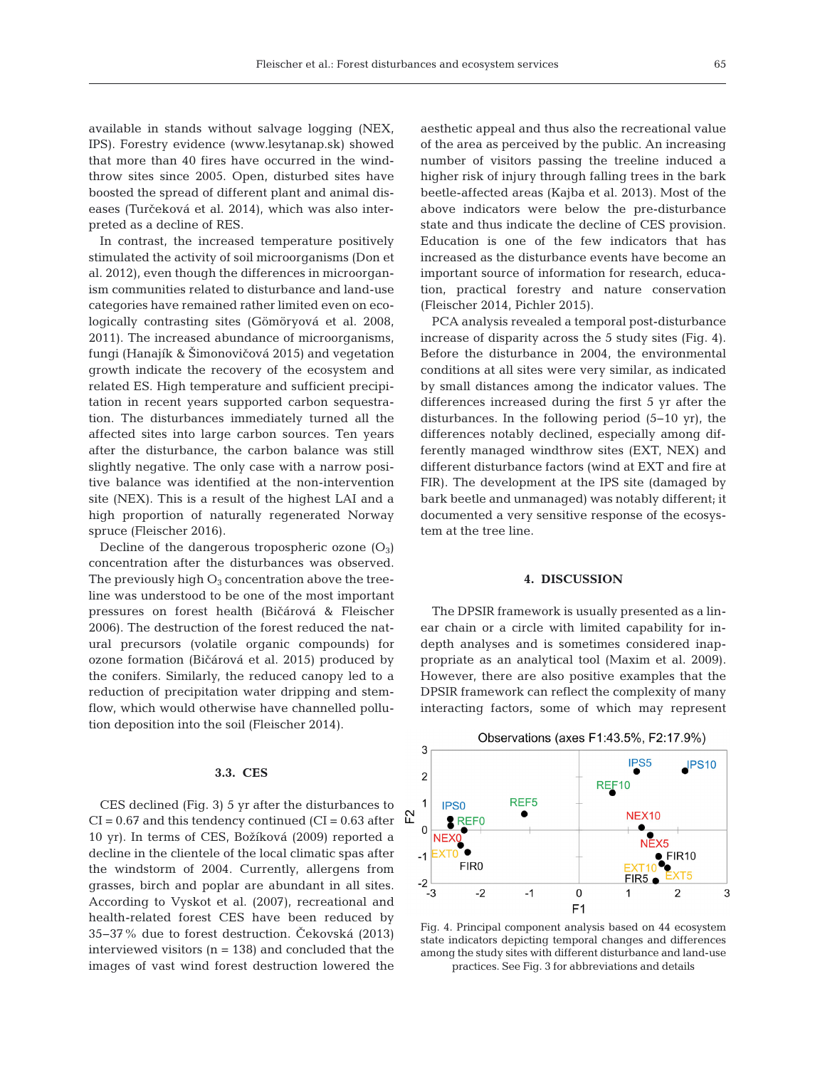available in stands without salvage logging (NEX, IPS). Forestry evidence (www.lesytanap.sk) showed that more than 40 fires have occurred in the windthrow sites since 2005. Open, disturbed sites have boosted the spread of different plant and animal diseases (Turčeková et al. 2014), which was also interpreted as a decline of RES.

In contrast, the increased temperature positively stimulated the activity of soil microorganisms (Don et al. 2012), even though the differences in microorganism communities related to disturbance and land-use categories have remained rather limited even on ecologically contrasting sites (Gömöryová et al. 2008, 2011). The increased abundance of microorganisms, fungi (Hanajík & Šimonovičová 2015) and vegetation growth indicate the recovery of the ecosystem and related ES. High temperature and sufficient precipitation in recent years supported carbon sequestration. The disturbances immediately turned all the affected sites into large carbon sources. Ten years after the disturbance, the carbon balance was still slightly negative. The only case with a narrow positive balance was identified at the non-intervention site (NEX). This is a result of the highest LAI and a high proportion of naturally regenerated Norway spruce (Fleischer 2016).

Decline of the dangerous tropospheric ozone ($O_3$) concentration after the disturbances was observed. The previously high $O_3$ concentration above the treeline was understood to be one of the most important pressures on forest health (Bičárová & Fleischer 2006). The destruction of the forest reduced the natural precursors (volatile organic compounds) for ozone formation (Bičárová et al. 2015) produced by the conifers. Similarly, the reduced canopy led to a reduction of precipitation water dripping and stemflow, which would otherwise have channelled pollution deposition into the soil (Fleischer 2014).

### 3.3. CES

CES declined (Fig. 3) 5 yr after the disturbances to CI = 0.67 and this tendency continued (CI = 0.63 after 10 yr). In terms of CES, Božíková (2009) reported a decline in the clientele of the local climatic spas after the windstorm of 2004. Currently, allergens from grasses, birch and poplar are abundant in all sites. According to Vyskot et al. (2007), recreational and health-related forest CES have been reduced by 35–37% due to forest destruction. Čekovská (2013) interviewed visitors (n = 138) and concluded that the images of vast wind forest destruction lowered the aesthetic appeal and thus also the recreational value of the area as perceived by the public. An increasing number of visitors passing the treeline induced a higher risk of injury through falling trees in the bark beetle-affected areas (Kajba et al. 2013). Most of the above indicators were below the pre-disturbance state and thus indicate the decline of CES provision. Education is one of the few indicators that has increased as the disturbance events have become an important source of information for research, education, practical forestry and nature conservation (Fleischer 2014, Pichler 2015).

PCA analysis revealed a temporal post-disturbance increase of disparity across the 5 study sites (Fig. 4). Before the disturbance in 2004, the environmental conditions at all sites were very similar, as indicated by small distances among the indicator values. The differences increased during the first 5 yr after the disturbances. In the following period (5–10 yr), the differences notably declined, especially among differently managed windthrow sites (EXT, NEX) and different disturbance factors (wind at EXT and fire at FIR). The development at the IPS site (damaged by bark beetle and unmanaged) was notably different; it documented a very sensitive response of the ecosystem at the tree line.

## 4. DISCUSSION

The DPSIR framework is usually presented as a linear chain or a circle with limited capability for in-depth analyses and is sometimes considered inappropriate as an analytical tool (Maxim et al. 2009). However, there are also positive examples that the DPSIR framework can reflect the complexity of many interacting factors, some of which may represent

Fig. 4. Principal component analysis based on 44 ecosystem state indicators depicting temporal changes and differences among the study sites with different disturbance and land-use practices. See Fig. 3 for abbreviations and details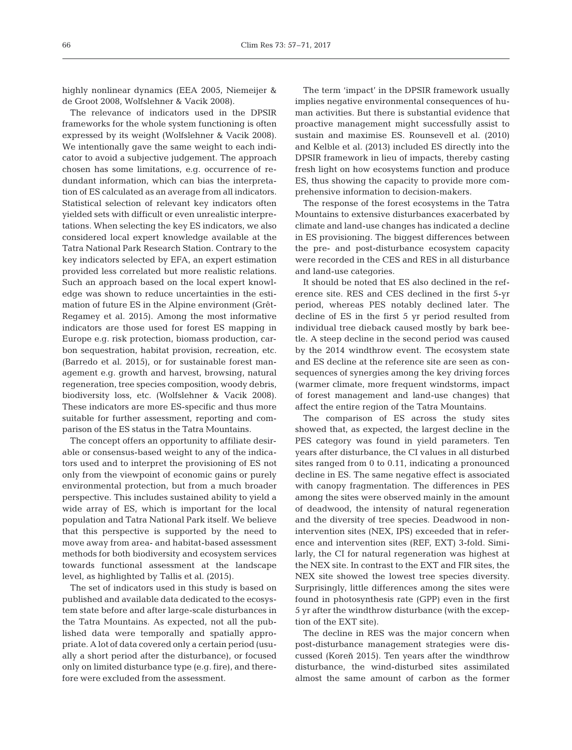highly nonlinear dynamics (EEA 2005, Niemeijer & de Groot 2008, Wolfslehner & Vacik 2008).

The relevance of indicators used in the DPSIR frameworks for the whole system functioning is often expressed by its weight (Wolfslehner & Vacik 2008). We intentionally gave the same weight to each indicator to avoid a subjective judgement. The approach chosen has some limitations, e.g. occurrence of redundant information, which can bias the interpretation of ES calculated as an average from all indicators. Statistical selection of relevant key indicators often yielded sets with difficult or even unrealistic interpretations. When selecting the key ES indicators, we also considered local expert knowledge available at the Tatra National Park Research Station. Contrary to the key indicators selected by EFA, an expert estimation provided less correlated but more realistic relations. Such an approach based on the local expert knowledge was shown to reduce uncertainties in the estimation of future ES in the Alpine environment (Grêt-Regamey et al. 2015). Among the most informative indicators are those used for forest ES mapping in Europe e.g. risk protection, biomass production, carbon sequestration, habitat provision, recreation, etc. (Barredo et al. 2015), or for sustainable forest management e.g. growth and harvest, browsing, natural regeneration, tree species composition, woody debris, biodiversity loss, etc. (Wolfslehner & Vacik 2008). These indicators are more ES-specific and thus more suitable for further assessment, reporting and comparison of the ES status in the Tatra Mountains.

The concept offers an opportunity to affiliate desirable or consensus-based weight to any of the indicators used and to interpret the provisioning of ES not only from the viewpoint of economic gains or purely environmental protection, but from a much broader perspective. This includes sustained ability to yield a wide array of ES, which is important for the local population and Tatra National Park itself. We believe that this perspective is supported by the need to move away from area- and habitat-based assessment methods for both biodiversity and ecosystem services towards functional assessment at the landscape level, as highlighted by Tallis et al. (2015).

The set of indicators used in this study is based on published and available data dedicated to the ecosystem state before and after large-scale disturbances in the Tatra Mountains. As expected, not all the published data were temporally and spatially appropriate. A lot of data covered only a certain period (usually a short period after the disturbance), or focused only on limited disturbance type (e.g. fire), and therefore were excluded from the assessment.

The term 'impact' in the DPSIR framework usually implies negative environmental consequences of human activities. But there is substantial evidence that proactive management might successfully assist to sustain and maximise ES. Rounsevell et al. (2010) and Kelble et al. (2013) included ES directly into the DPSIR framework in lieu of impacts, thereby casting fresh light on how ecosystems function and produce ES, thus showing the capacity to provide more comprehensive information to decision-makers.

The response of the forest ecosystems in the Tatra Mountains to extensive disturbances exacerbated by climate and land-use changes has indicated a decline in ES provisioning. The biggest differences between the pre- and post-disturbance ecosystem capacity were recorded in the CES and RES in all disturbance and land-use categories.

It should be noted that ES also declined in the reference site. RES and CES declined in the first 5-yr period, whereas PES notably declined later. The decline of ES in the first 5 yr period resulted from individual tree dieback caused mostly by bark beetle. A steep decline in the second period was caused by the 2014 windthrow event. The ecosystem state and ES decline at the reference site are seen as consequences of synergies among the key driving forces (warmer climate, more frequent windstorms, impact of forest management and land-use changes) that affect the entire region of the Tatra Mountains.

The comparison of ES across the study sites showed that, as expected, the largest decline in the PES category was found in yield parameters. Ten years after disturbance, the CI values in all disturbed sites ranged from 0 to 0.11, indicating a pronounced decline in ES. The same negative effect is associated with canopy fragmentation. The differences in PES among the sites were observed mainly in the amount of deadwood, the intensity of natural regeneration and the diversity of tree species. Deadwood in non-intervention sites (NEX, IPS) exceeded that in reference and intervention sites (REF, EXT) 3-fold. Similarly, the CI for natural regeneration was highest at the NEX site. In contrast to the EXT and FIR sites, the NEX site showed the lowest tree species diversity. Surprisingly, little differences among the sites were found in photosynthesis rate (GPP) even in the first 5 yr after the windthrow disturbance (with the exception of the EXT site).

The decline in RES was the major concern when post-disturbance management strategies were discussed (Koreň 2015). Ten years after the windthrow disturbance, the wind-disturbed sites assimilated almost the same amount of carbon as the former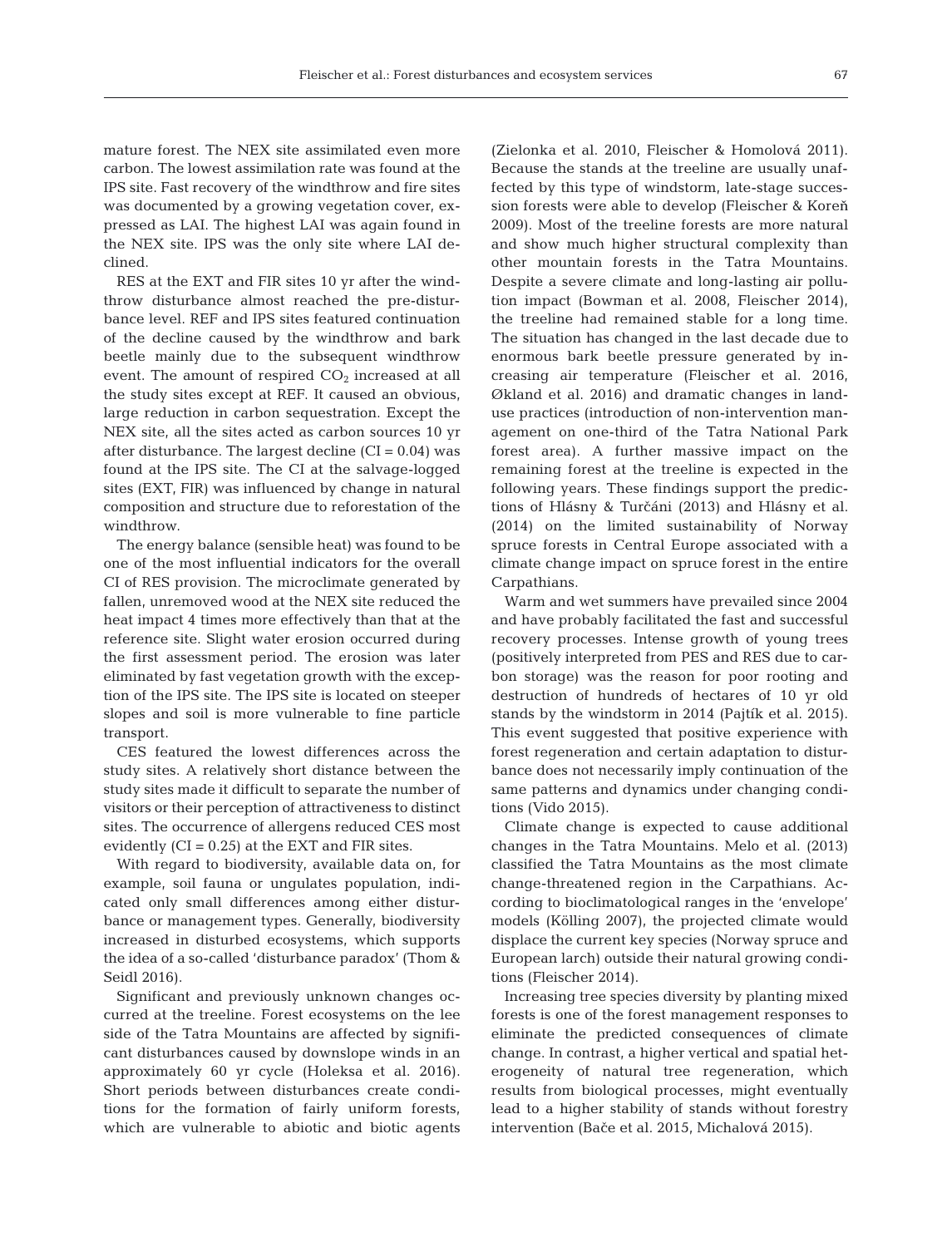mature forest. The NEX site assimilated even more carbon. The lowest assimilation rate was found at the IPS site. Fast recovery of the windthrow and fire sites was documented by a growing vegetation cover, expressed as LAI. The highest LAI was again found in the NEX site. IPS was the only site where LAI declined.

RES at the EXT and FIR sites 10 yr after the windthrow disturbance almost reached the pre-disturbance level. REF and IPS sites featured continuation of the decline caused by the windthrow and bark beetle mainly due to the subsequent windthrow event. The amount of respired $CO_2$ increased at all the study sites except at REF. It caused an obvious, large reduction in carbon sequestration. Except the NEX site, all the sites acted as carbon sources 10 yr after disturbance. The largest decline (CI = 0.04) was found at the IPS site. The CI at the salvage-logged sites (EXT, FIR) was influenced by change in natural composition and structure due to reforestation of the windthrow.

The energy balance (sensible heat) was found to be one of the most influential indicators for the overall CI of RES provision. The microclimate generated by fallen, unremoved wood at the NEX site reduced the heat impact 4 times more effectively than that at the reference site. Slight water erosion occurred during the first assessment period. The erosion was later eliminated by fast vegetation growth with the exception of the IPS site. The IPS site is located on steeper slopes and soil is more vulnerable to fine particle transport.

CES featured the lowest differences across the study sites. A relatively short distance between the study sites made it difficult to separate the number of visitors or their perception of attractiveness to distinct sites. The occurrence of allergens reduced CES most evidently (CI = 0.25) at the EXT and FIR sites.

With regard to biodiversity, available data on, for example, soil fauna or ungulates population, indicated only small differences among either disturbance or management types. Generally, biodiversity increased in disturbed ecosystems, which supports the idea of a so-called 'disturbance paradox' (Thom & Seidl 2016).

Significant and previously unknown changes occurred at the treeline. Forest ecosystems on the lee side of the Tatra Mountains are affected by significant disturbances caused by downslope winds in an approximately 60 yr cycle (Holeksa et al. 2016). Short periods between disturbances create conditions for the formation of fairly uniform forests, which are vulnerable to abiotic and biotic agents (Zielonka et al. 2010, Fleischer & Homolová 2011). Because the stands at the treeline are usually unaffected by this type of windstorm, late-stage succession forests were able to develop (Fleischer & Koreň 2009). Most of the treeline forests are more natural and show much higher structural complexity than other mountain forests in the Tatra Mountains. Despite a severe climate and long-lasting air pollution impact (Bowman et al. 2008, Fleischer 2014), the treeline had remained stable for a long time. The situation has changed in the last decade due to enormous bark beetle pressure generated by increasing air temperature (Fleischer et al. 2016, Økland et al. 2016) and dramatic changes in land-use practices (introduction of non-intervention management on one-third of the Tatra National Park forest area). A further massive impact on the remaining forest at the treeline is expected in the following years. These findings support the predictions of Hlásny & Turčáni (2013) and Hlásny et al. (2014) on the limited sustainability of Norway spruce forests in Central Europe associated with a climate change impact on spruce forest in the entire Carpathians.

Warm and wet summers have prevailed since 2004 and have probably facilitated the fast and successful recovery processes. Intense growth of young trees (positively interpreted from PES and RES due to carbon storage) was the reason for poor rooting and destruction of hundreds of hectares of 10 yr old stands by the windstorm in 2014 (Pajtík et al. 2015). This event suggested that positive experience with forest regeneration and certain adaptation to disturbance does not necessarily imply continuation of the same patterns and dynamics under changing conditions (Vido 2015).

Climate change is expected to cause additional changes in the Tatra Mountains. Melo et al. (2013) classified the Tatra Mountains as the most climate change-threatened region in the Carpathians. According to bioclimatological ranges in the 'envelope' models (Kölling 2007), the projected climate would displace the current key species (Norway spruce and European larch) outside their natural growing conditions (Fleischer 2014).

Increasing tree species diversity by planting mixed forests is one of the forest management responses to eliminate the predicted consequences of climate change. In contrast, a higher vertical and spatial heterogeneity of natural tree regeneration, which results from biological processes, might eventually lead to a higher stability of stands without forestry intervention (Bače et al. 2015, Michalová 2015).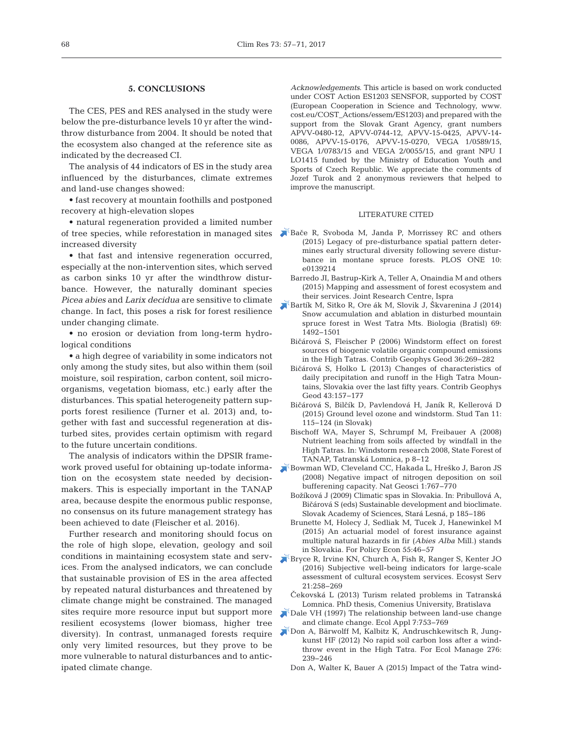## 5. CONCLUSIONS

The CES, PES and RES analysed in the study were below the pre-disturbance levels 10 yr after the windthrow disturbance from 2004. It should be noted that the ecosystem also changed at the reference site as indicated by the decreased CI.

The analysis of 44 indicators of ES in the study area influenced by the disturbances, climate extremes and land-use changes showed:

- fast recovery at mountain foothills and postponed recovery at high-elevation slopes
- natural regeneration provided a limited number of tree species, while reforestation in managed sites increased diversity
- that fast and intensive regeneration occurred, especially at the non-intervention sites, which served as carbon sinks 10 yr after the windthrow disturbance. However, the naturally dominant species *Picea abies* and *Larix decidua* are sensitive to climate change. In fact, this poses a risk for forest resilience under changing climate.
- no erosion or deviation from long-term hydrological conditions
- a high degree of variability in some indicators not only among the study sites, but also within them (soil moisture, soil respiration, carbon content, soil microorganisms, vegetation biomass, etc.) early after the disturbances. This spatial heterogeneity pattern supports forest resilience (Turner et al. 2013) and, together with fast and successful regeneration at disturbed sites, provides certain optimism with regard to the future uncertain conditions.

The analysis of indicators within the DPSIR framework proved useful for obtaining up-todate information on the ecosystem state needed by decision-makers. This is especially important in the TANAP area, because despite the enormous public response, no consensus on its future management strategy has been achieved to date (Fleischer et al. 2016).

Further research and monitoring should focus on the role of high slope, elevation, geology and soil conditions in maintaining ecosystem state and services. From the analysed indicators, we can conclude that sustainable provision of ES in the area affected by repeated natural disturbances and threatened by climate change might be constrained. The managed sites require more resource input but support more resilient ecosystems (lower biomass, higher tree diversity). In contrast, unmanaged forests require only very limited resources, but they prove to be more vulnerable to natural disturbances and to anticipated climate change.

*Acknowledgements*. This article is based on work conducted under COST Action ES1203 SENSFOR, supported by COST (European Cooperation in Science and Technology, www.cost.eu/COST_Actions/essem/ES1203) and prepared with the support from the Slovak Grant Agency, grant numbers APVV-0480-12, APVV-0744-12, APVV-15-0425, APVV-14-0086, APVV-15-0176, APVV-15-0270, VEGA 1/0589/15, VEGA 1/0783/15 and VEGA 2/0055/15, and grant NPU I LO1415 funded by the Ministry of Education Youth and Sports of Czech Republic. We appreciate the comments of Jozef Turok and 2 anonymous reviewers that helped to improve the manuscript.

## LITERATURE CITED

Bače R, Svoboda M, Janda P, Morrissey RC and others (2015) Legacy of pre-disturbance spatial pattern determines early structural diversity following severe disturbance in montane spruce forests. PLOS ONE 10: e0139214

Barredo JI, Bastrup-Kirk A, Teller A, Onaindia M and others (2015) Mapping and assessment of forest ecosystem and their services. Joint Research Centre, Ispra

Bartík M, Sitko R, Ore ák M, Slovik J, Škvarenina J (2014) Snow accumulation and ablation in disturbed mountain spruce forest in West Tatra Mts. Biologia (Bratisl) 69: 1492−1501

Bičárová S, Fleischer P (2006) Windstorm effect on forest sources of biogenic volatile organic compound emissions in the High Tatras. Contrib Geophys Geod 36:269−282

Bičárová S, Holko L (2013) Changes of characteristics of daily precipitation and runoff in the High Tatra Mountains, Slovakia over the last fifty years. Contrib Geophys Geod 43:157−177

Bičárová S, Bilčík D, Pavlendová H, Janík R, Kellerová D (2015) Ground level ozone and windstorm. Stud Tan 11: 115−124 (in Slovak)

Bischoff WA, Mayer S, Schrumpf M, Freibauer A (2008) Nutrient leaching from soils affected by windfall in the High Tatras. In: Windstorm research 2008, State Forest of TANAP, Tatranská Lomnica, p 8−12

Bowman WD, Cleveland CC, Hakada L, Hreško J, Baron JS (2008) Negative impact of nitrogen deposition on soil bufferening capacity. Nat Geosci 1:767−770

Božíková J (2009) Climatic spas in Slovakia. In: Pribullová A, Bičárová S (eds) Sustainable development and bioclimate. Slovak Academy of Sciences, Stará Lesná, p 185−186

Brunette M, Holecy J, Sedliak M, Tucek J, Hanewinkel M (2015) An actuarial model of forest insurance against multiple natural hazards in fir (*Abies Alba* Mill.) stands in Slovakia. For Policy Econ 55:46−57

Bryce R, Irvine KN, Church A, Fish R, Ranger S, Kenter JO (2016) Subjective well-being indicators for large-scale assessment of cultural ecosystem services. Ecosyst Serv 21:258−269

Čekovská L (2013) Turism related problems in Tatranská Lomnica. PhD thesis, Comenius University, Bratislava

Dale VH (1997) The relationship between land-use change and climate change. Ecol Appl 7:753−769

Don A, Bärwolff M, Kalbitz K, Andruschkewitsch R, Jungkunst HF (2012) No rapid soil carbon loss after a windthrow event in the High Tatra. For Ecol Manage 276: 239−246

Don A, Walter K, Bauer A (2015) Impact of the Tatra wind-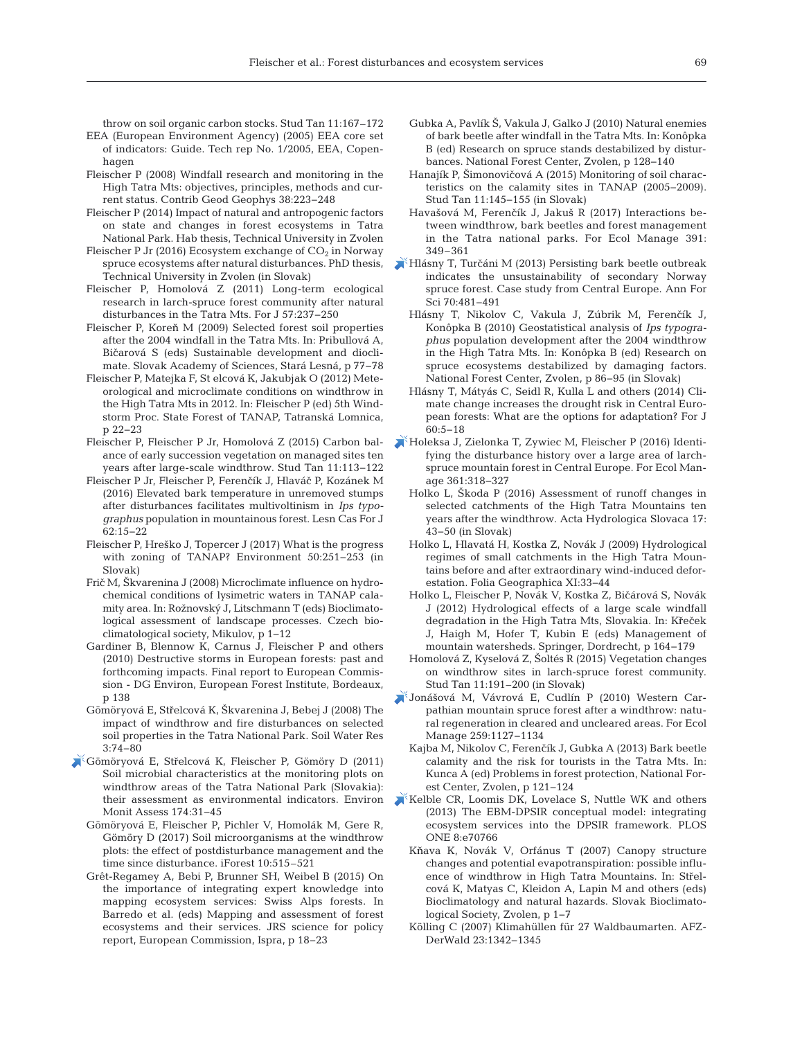throw on soil organic carbon stocks. Stud Tan 11:167–172

EEA (European Environment Agency) (2005) EEA core set of indicators: Guide. Tech rep No. 1/2005, EEA, Copenhagen

Fleischer P (2008) Windfall research and monitoring in the High Tatra Mts: objectives, principles, methods and current status. Contrib Geod Geophys 38:223–248

Fleischer P (2014) Impact of natural and antropogenic factors on state and changes in forest ecosystems in Tatra National Park. Hab thesis, Technical University in Zvolen

Fleischer P Jr (2016) Ecosystem exchange of $CO_2$ in Norway spruce ecosystems after natural disturbances. PhD thesis, Technical University in Zvolen (in Slovak)

Fleischer P, Homolová Z (2011) Long-term ecological research in larch-spruce forest community after natural disturbances in the Tatra Mts. For J 57:237–250

Fleischer P, Koreň M (2009) Selected forest soil properties after the 2004 windfall in the Tatra Mts. In: Pribullová A, Bičarová S (eds) Sustainable development and dioclimate. Slovak Academy of Sciences, Stará Lesná, p 77–78

Fleischer P, Matejka F, St elcová K, Jakubjak O (2012) Meteorological and microclimate conditions on windthrow in the High Tatra Mts in 2012. In: Fleischer P (ed) 5th Windstorm Proc. State Forest of TANAP, Tatranská Lomnica, p 22–23

Fleischer P, Fleischer P Jr, Homolová Z (2015) Carbon balance of early succession vegetation on managed sites ten years after large-scale windthrow. Stud Tan 11:113–122

Fleischer P Jr, Fleischer P, Ferenčík J, Hlaváč P, Kozánek M (2016) Elevated bark temperature in unremoved stumps after disturbances facilitates multivoltinism in *Ips typographus* population in mountainous forest. Lesn Cas For J 62:15–22

Fleischer P, Hreško J, Topercer J (2017) What is the progress with zoning of TANAP? Environment 50:251–253 (in Slovak)

Frič M, Škvarenina J (2008) Microclimate influence on hydrochemical conditions of lysimetric waters in TANAP calamity area. In: Rožnovský J, Litschmann T (eds) Bioclimatological assessment of landscape processes. Czech bioclimatological society, Mikulov, p 1–12

Gardiner B, Blennow K, Carnus J, Fleischer P and others (2010) Destructive storms in European forests: past and forthcoming impacts. Final report to European Commission - DG Environ, European Forest Institute, Bordeaux, p 138

Gömöryová E, Střelcová K, Škvarenina J, Bebej J (2008) The impact of windthrow and fire disturbances on selected soil properties in the Tatra National Park. Soil Water Res 3:74–80

Gömöryová E, Střelcová K, Fleischer P, Gömöry D (2011) Soil microbial characteristics at the monitoring plots on windthrow areas of the Tatra National Park (Slovakia): their assessment as environmental indicators. Environ Monit Assess 174:31–45

Gömöryová E, Fleischer P, Pichler V, Homolák M, Gere R, Gömöry D (2017) Soil microorganisms at the windthrow plots: the effect of postdisturbance management and the time since disturbance. iForest 10:515–521

Grêt-Regamey A, Bebi P, Brunner SH, Weibel B (2015) On the importance of integrating expert knowledge into mapping ecosystem services: Swiss Alps forests. In Barredo et al. (eds) Mapping and assessment of forest ecosystems and their services. JRS science for policy report, European Commission, Ispra, p 18–23

Gubka A, Pavlík Š, Vakula J, Galko J (2010) Natural enemies of bark beetle after windfall in the Tatra Mts. In: Konôpka B (ed) Research on spruce stands destabilized by disturbances. National Forest Center, Zvolen, p 128–140

Hanajík P, Šimonovičová A (2015) Monitoring of soil characteristics on the calamity sites in TANAP (2005–2009). Stud Tan 11:145–155 (in Slovak)

Havašová M, Ferenčík J, Jakuš R (2017) Interactions between windthrow, bark beetles and forest management in the Tatra national parks. For Ecol Manage 391: 349–361

Hlásny T, Turčáni M (2013) Persisting bark beetle outbreak indicates the unsustainability of secondary Norway spruce forest. Case study from Central Europe. Ann For Sci 70:481–491

Hlásny T, Nikolov C, Vakula J, Zúbrik M, Ferenčík J, Konôpka B (2010) Geostatistical analysis of *Ips typographus* population development after the 2004 windthrow in the High Tatra Mts. In: Konôpka B (ed) Research on spruce ecosystems destabilized by damaging factors. National Forest Center, Zvolen, p 86–95 (in Slovak)

Hlásny T, Mátyás C, Seidl R, Kulla L and others (2014) Climate change increases the drought risk in Central European forests: What are the options for adaptation? For J 60:5–18

Holeksa J, Zielonka T, Zywiec M, Fleischer P (2016) Identifying the disturbance history over a large area of larch-spruce mountain forest in Central Europe. For Ecol Manage 361:318–327

Holko L, Škoda P (2016) Assessment of runoff changes in selected catchments of the High Tatra Mountains ten years after the windthrow. Acta Hydrologica Slovaca 17: 43–50 (in Slovak)

Holko L, Hlavatá H, Kostka Z, Novák J (2009) Hydrological regimes of small catchments in the High Tatra Mountains before and after extraordinary wind-induced deforestation. Folia Geographica XI:33–44

Holko L, Fleischer P, Novák V, Kostka Z, Bičárová S, Novák J (2012) Hydrological effects of a large scale windfall degradation in the High Tatra Mts, Slovakia. In: Křeček J, Haigh M, Hofer T, Kubin E (eds) Management of mountain watersheds. Springer, Dordrecht, p 164–179

Homolová Z, Kyselová Z, Šoltés R (2015) Vegetation changes on windthrow sites in larch-spruce forest community. Stud Tan 11:191–200 (in Slovak)

Jonášová M, Vávrová E, Cudlín P (2010) Western Carpathian mountain spruce forest after a windthrow: natural regeneration in cleared and uncleared areas. For Ecol Manage 259:1127–1134

Kajba M, Nikolov C, Ferenčík J, Gubka A (2013) Bark beetle calamity and the risk for tourists in the Tatra Mts. In: Kunca A (ed) Problems in forest protection, National Forest Center, Zvolen, p 121–124

Kelble CR, Loomis DK, Lovelace S, Nuttle WK and others (2013) The EBM-DPSIR conceptual model: integrating ecosystem services into the DPSIR framework. PLOS ONE 8:e70766

Kňava K, Novák V, Orfánus T (2007) Canopy structure changes and potential evapotranspiration: possible influence of windthrow in High Tatra Mountains. In: Střelcová K, Matyas C, Kleidon A, Lapin M and others (eds) Bioclimatology and natural hazards. Slovak Bioclimatological Society, Zvolen, p 1–7

Kölling C (2007) Klimahüllen für 27 Waldbaumarten. AFZ-DerWald 23:1342–1345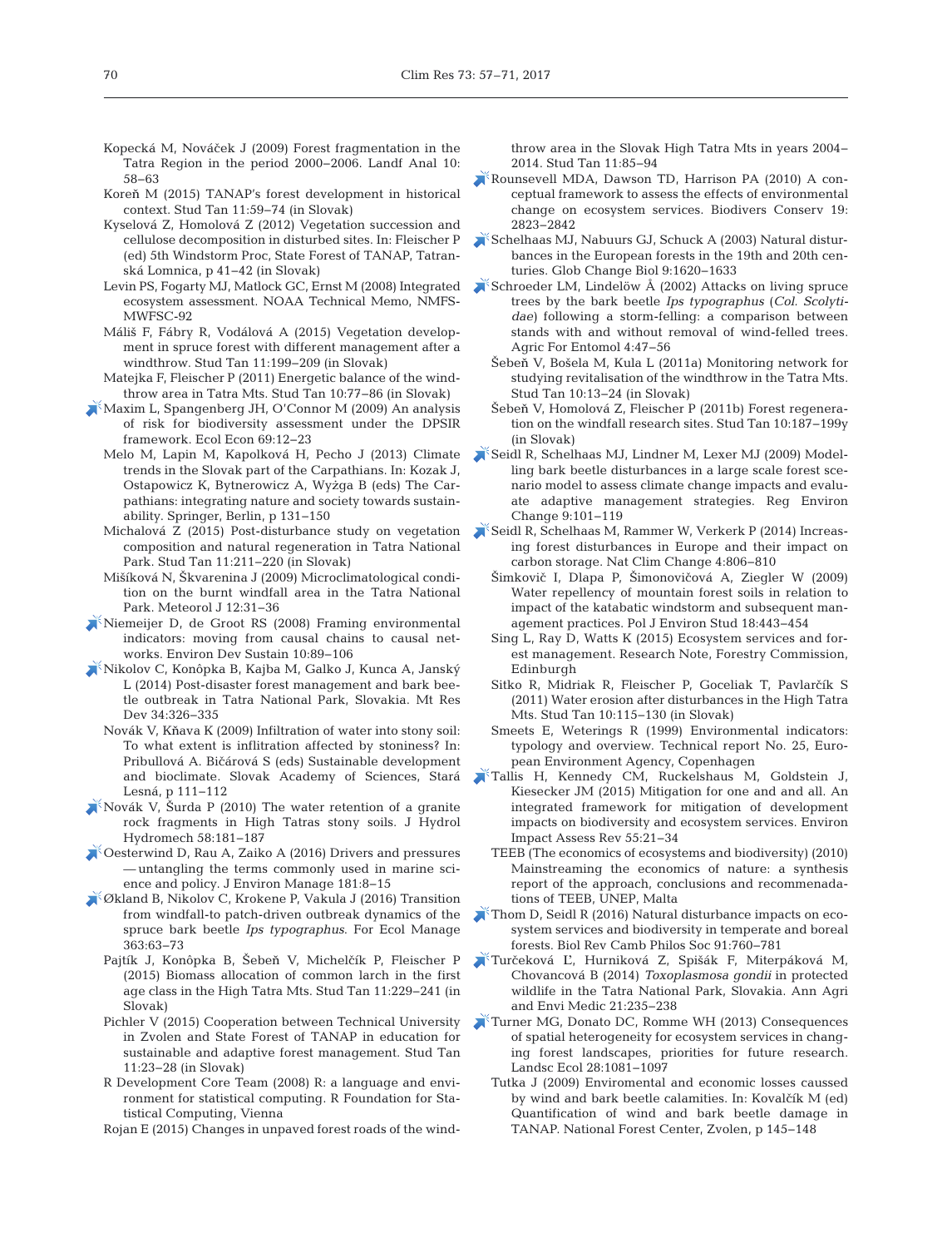Kopecká M, Nováček J (2009) Forest fragmentation in the Tatra Region in the period 2000–2006. Landf Anal 10: 58–63

Koreň M (2015) TANAP's forest development in historical context. Stud Tan 11:59–74 (in Slovak)

Kyselová Z, Homolová Z (2012) Vegetation succession and cellulose decomposition in disturbed sites. In: Fleischer P (ed) 5th Windstorm Proc, State Forest of TANAP, Tatranská Lomnica, p 41–42 (in Slovak)

Levin PS, Fogarty MJ, Matlock GC, Ernst M (2008) Integrated ecosystem assessment. NOAA Technical Memo, NMFS-MWFSC-92

Máliš F, Fábry R, Vodálová A (2015) Vegetation development in spruce forest with different management after a windthrow. Stud Tan 11:199–209 (in Slovak)

Matejka F, Fleischer P (2011) Energetic balance of the windthrow area in Tatra Mts. Stud Tan 10:77–86 (in Slovak)

Maxim L, Spangenberg JH, O'Connor M (2009) An analysis of risk for biodiversity assessment under the DPSIR framework. Ecol Econ 69:12–23

Melo M, Lapin M, Kapolková H, Pecho J (2013) Climate trends in the Slovak part of the Carpathians. In: Kozak J, Ostapowicz K, Bytnerowicz A, Wyżga B (eds) The Carpathians: integrating nature and society towards sustainability. Springer, Berlin, p 131–150

Michalová Z (2015) Post-disturbance study on vegetation composition and natural regeneration in Tatra National Park. Stud Tan 11:211–220 (in Slovak)

Mišíková N, Škvarenina J (2009) Microclimatological condition on the burnt windfall area in the Tatra National Park. Meteorol J 12:31–36

Niemeijer D, de Groot RS (2008) Framing environmental indicators: moving from causal chains to causal networks. Environ Dev Sustain 10:89–106

Nikolov C, Konôpka B, Kajba M, Galko J, Kunca A, Janský L (2014) Post-disaster forest management and bark beetle outbreak in Tatra National Park, Slovakia. Mt Res Dev 34:326–335

Novák V, Kňava K (2009) Infiltration of water into stony soil: To what extent is inflitration affected by stoniness? In: Pribullová A. Bičárová S (eds) Sustainable development and bioclimate. Slovak Academy of Sciences, Stará Lesná, p 111–112

Novák V, Šurda P (2010) The water retention of a granite rock fragments in High Tatras stony soils. J Hydrol Hydromech 58:181–187

Oesterwind D, Rau A, Zaiko A (2016) Drivers and pressures — untangling the terms commonly used in marine science and policy. J Environ Manage 181:8–15

Økland B, Nikolov C, Krokene P, Vakula J (2016) Transition from windfall-to patch-driven outbreak dynamics of the spruce bark beetle *Ips typographus*. For Ecol Manage 363:63–73

Pajtík J, Konôpka B, Šebeň V, Michelčík P, Fleischer P (2015) Biomass allocation of common larch in the first age class in the High Tatra Mts. Stud Tan 11:229–241 (in Slovak)

Pichler V (2015) Cooperation between Technical University in Zvolen and State Forest of TANAP in education for sustainable and adaptive forest management. Stud Tan 11:23–28 (in Slovak)

R Development Core Team (2008) R: a language and environment for statistical computing. R Foundation for Statistical Computing, Vienna

Rojan E (2015) Changes in unpaved forest roads of the windthrow area in the Slovak High Tatra Mts in years 2004–2014. Stud Tan 11:85–94

Rounsevell MDA, Dawson TD, Harrison PA (2010) A conceptual framework to assess the effects of environmental change on ecosystem services. Biodivers Conserv 19: 2823–2842

Schelhaas MJ, Nabuurs GJ, Schuck A (2003) Natural disturbances in the European forests in the 19th and 20th centuries. Glob Change Biol 9:1620–1633

Schroeder LM, Lindelöw Å (2002) Attacks on living spruce trees by the bark beetle *Ips typographus* (*Col. Scolytidae*) following a storm-felling: a comparison between stands with and without removal of wind-felled trees. Agric For Entomol 4:47–56

Šebeň V, Bošela M, Kula L (2011a) Monitoring network for studying revitalisation of the windthrow in the Tatra Mts. Stud Tan 10:13–24 (in Slovak)

Šebeň V, Homolová Z, Fleischer P (2011b) Forest regeneration on the windfall research sites. Stud Tan 10:187–199y (in Slovak)

Seidl R, Schelhaas MJ, Lindner M, Lexer MJ (2009) Modelling bark beetle disturbances in a large scale forest scenario model to assess climate change impacts and evaluate adaptive management strategies. Reg Environ Change 9:101–119

Seidl R, Schelhaas M, Rammer W, Verkerk P (2014) Increasing forest disturbances in Europe and their impact on carbon storage. Nat Clim Change 4:806–810

Šimkovič I, Dlapa P, Šimonovičová A, Ziegler W (2009) Water repellency of mountain forest soils in relation to impact of the katabatic windstorm and subsequent management practices. Pol J Environ Stud 18:443–454

Sing L, Ray D, Watts K (2015) Ecosystem services and forest management. Research Note, Forestry Commission, Edinburgh

Sitko R, Midriak R, Fleischer P, Goceliak T, Pavlarčík S (2011) Water erosion after disturbances in the High Tatra Mts. Stud Tan 10:115–130 (in Slovak)

Smeets E, Weterings R (1999) Environmental indicators: typology and overview. Technical report No. 25, European Environment Agency, Copenhagen

Tallis H, Kennedy CM, Ruckelshaus M, Goldstein J, Kiesecker JM (2015) Mitigation for one and and all. An integrated framework for mitigation of development impacts on biodiversity and ecosystem services. Environ Impact Assess Rev 55:21–34

TEEB (The economics of ecosystems and biodiversity) (2010) Mainstreaming the economics of nature: a synthesis report of the approach, conclusions and recommenadations of TEEB, UNEP, Malta

Thom D, Seidl R (2016) Natural disturbance impacts on ecosystem services and biodiversity in temperate and boreal forests. Biol Rev Camb Philos Soc 91:760–781

Turčeková Ľ, Hurniková Z, Spišák F, Miterpáková M, Chovancová B (2014) *Toxoplasmosa gondii* in protected wildlife in the Tatra National Park, Slovakia. Ann Agri and Envi Medic 21:235–238

Turner MG, Donato DC, Romme WH (2013) Consequences of spatial heterogeneity for ecosystem services in changing forest landscapes, priorities for future research. Landsc Ecol 28:1081–1097

Tutka J (2009) Enviromental and economic losses caussed by wind and bark beetle calamities. In: Kovalčík M (ed) Quantification of wind and bark beetle damage in TANAP. National Forest Center, Zvolen, p 145–148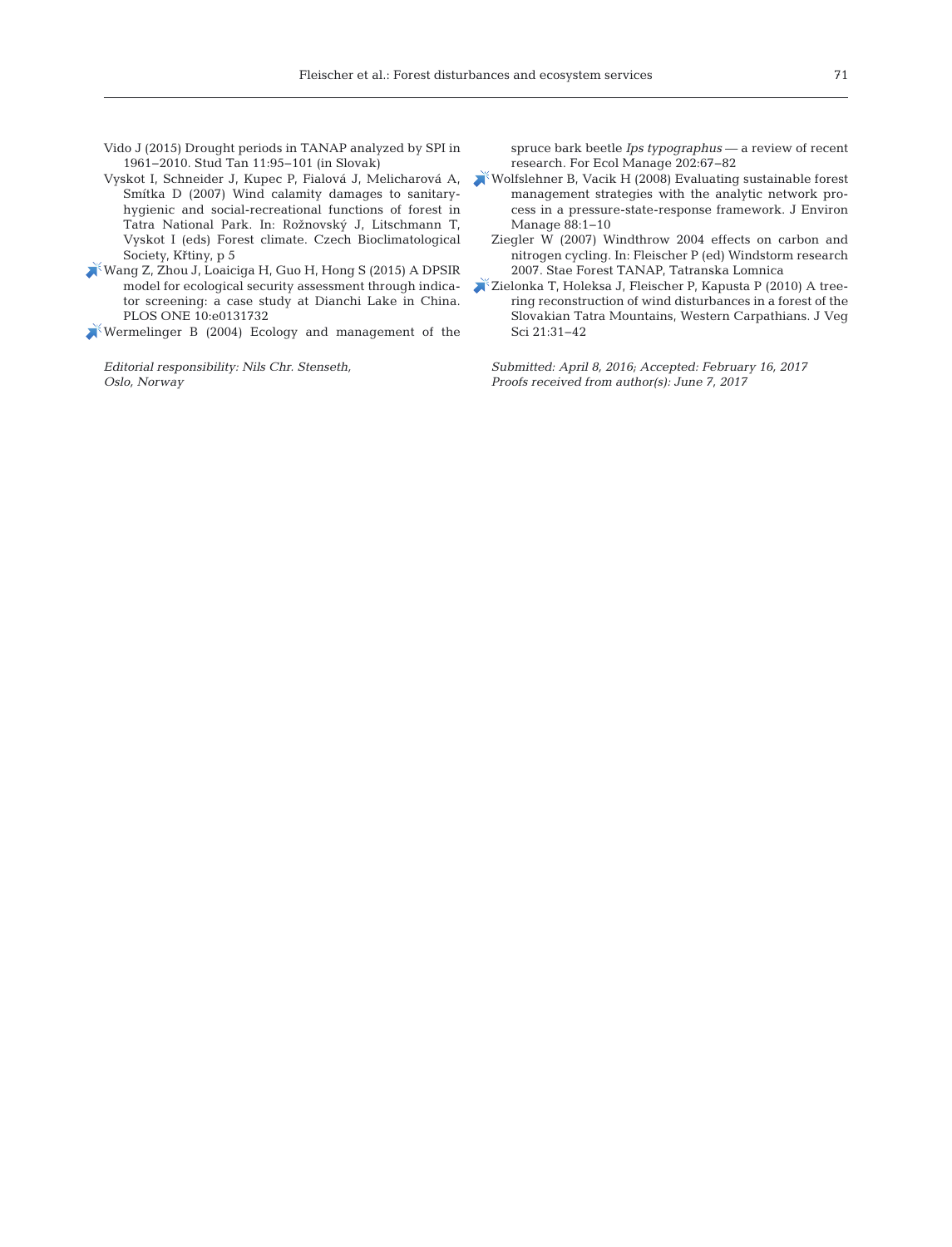Vido J (2015) Drought periods in TANAP analyzed by SPI in 1961–2010. Stud Tan 11:95–101 (in Slovak)

Vyskot I, Schneider J, Kupec P, Fialová J, Melicharová A, Smítka D (2007) Wind calamity damages to sanitary-hygienic and social-recreational functions of forest in Tatra National Park. In: Rožnovský J, Litschmann T, Vyskot I (eds) Forest climate. Czech Bioclimatological Society, Křtiny, p 5

Wang Z, Zhou J, Loaiciga H, Guo H, Hong S (2015) A DPSIR model for ecological security assessment through indicator screening: a case study at Dianchi Lake in China. PLOS ONE 10:e0131732

Wermelinger B (2004) Ecology and management of the spruce bark beetle *Ips typographus* — a review of recent research. For Ecol Manage 202:67–82

Wolfslehner B, Vacik H (2008) Evaluating sustainable forest management strategies with the analytic network process in a pressure-state-response framework. J Environ Manage 88:1–10

Ziegler W (2007) Windthrow 2004 effects on carbon and nitrogen cycling. In: Fleischer P (ed) Windstorm research 2007. Stae Forest TANAP, Tatranska Lomnica

Zielonka T, Holeksa J, Fleischer P, Kapusta P (2010) A tree-ring reconstruction of wind disturbances in a forest of the Slovakian Tatra Mountains, Western Carpathians. J Veg Sci 21:31–42

*Editorial responsibility: Nils Chr. Stenseth, Oslo, Norway*

*Submitted: April 8, 2016; Accepted: February 16, 2017*
*Proofs received from author(s): June 7, 2017*